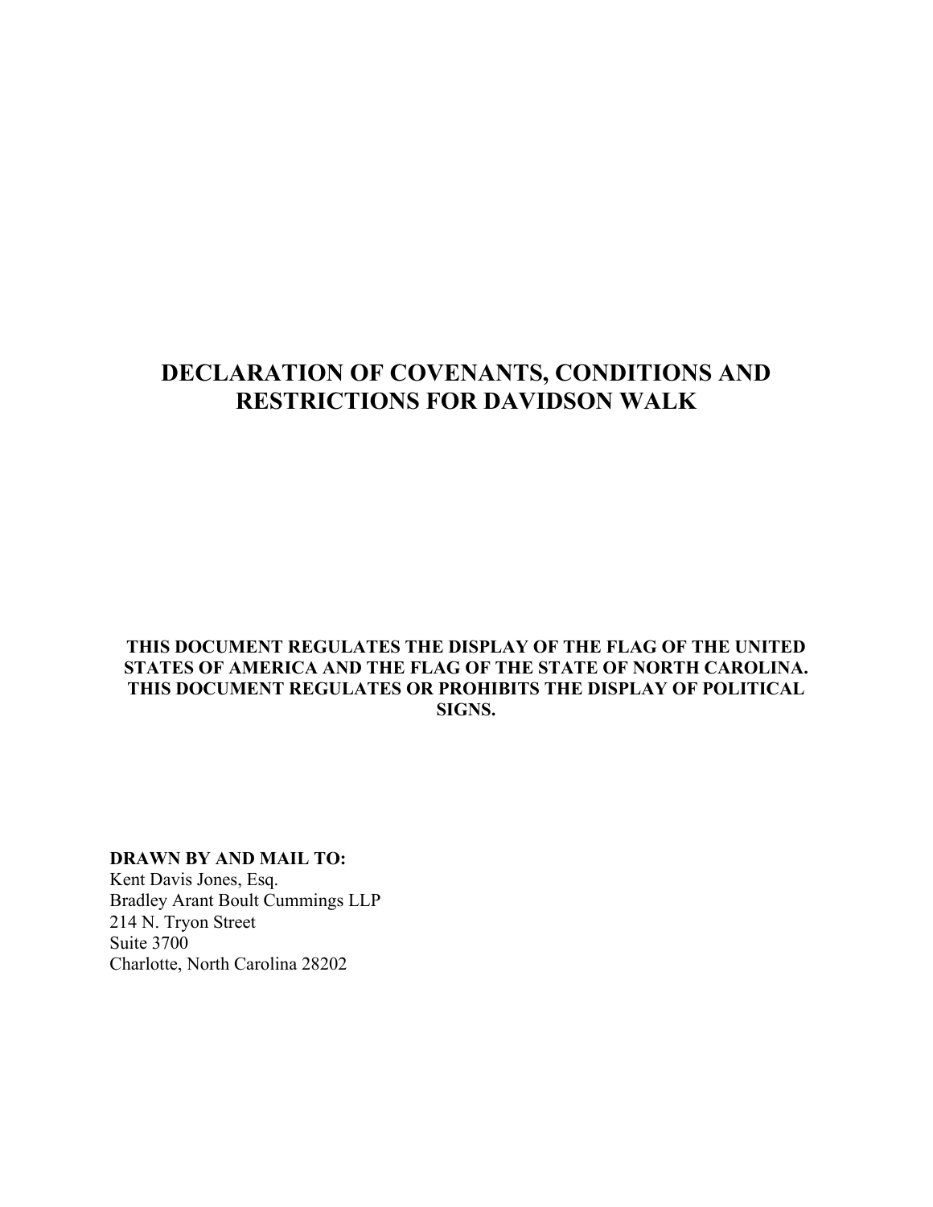# DECLARATION OF COVENANTS, CONDITIONS AND RESTRICTIONS FOR DAVIDSON WALK

**THIS DOCUMENT REGULATES THE DISPLAY OF THE FLAG OF THE UNITED STATES OF AMERICA AND THE FLAG OF THE STATE OF NORTH CAROLINA. THIS DOCUMENT REGULATES OR PROHIBITS THE DISPLAY OF POLITICAL SIGNS.**

**DRAWN BY AND MAIL TO:**
Kent Davis Jones, Esq.
Bradley Arant Boult Cummings LLP
214 N. Tryon Street
Suite 3700
Charlotte, North Carolina 28202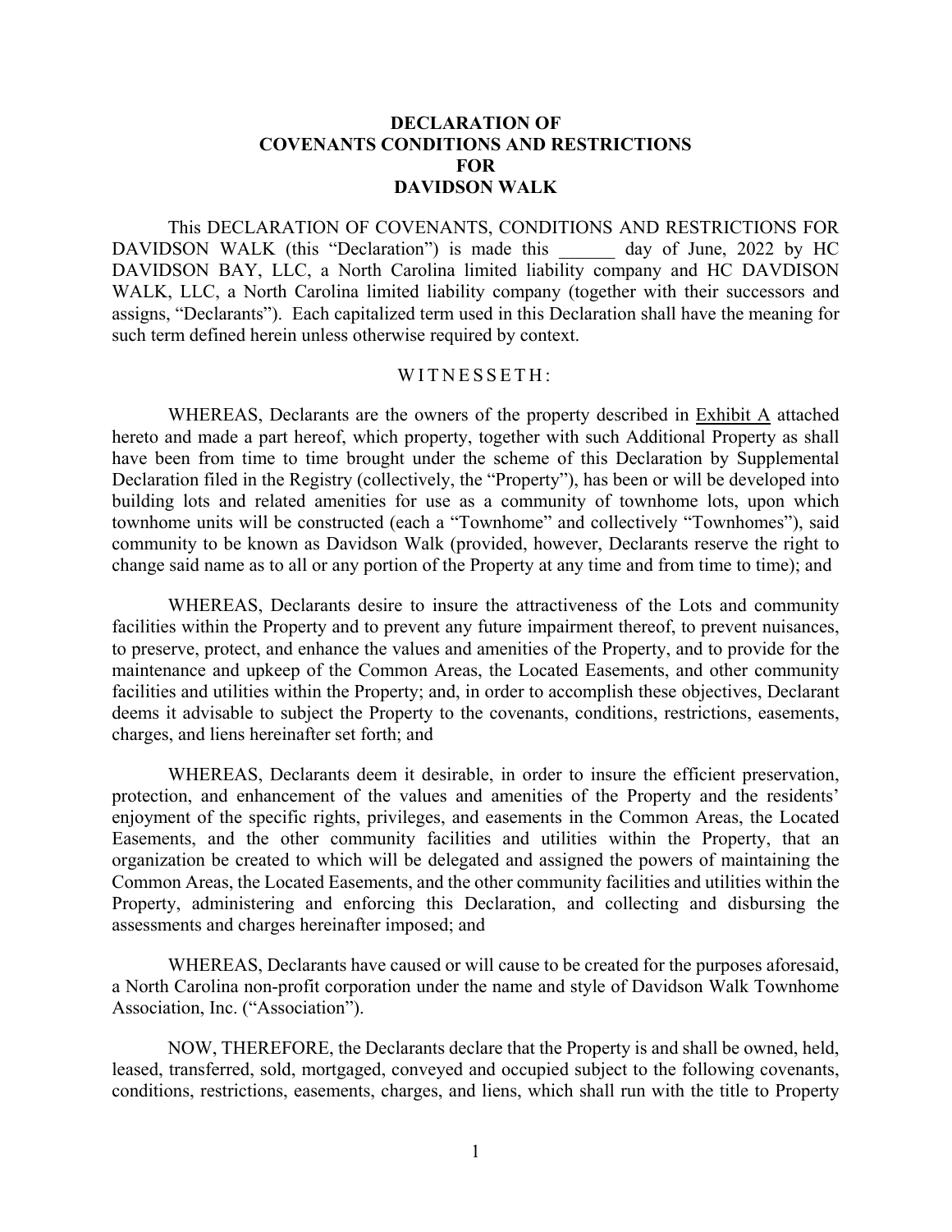# DECLARATION OF COVENANTS CONDITIONS AND RESTRICTIONS FOR DAVIDSON WALK

This DECLARATION OF COVENANTS, CONDITIONS AND RESTRICTIONS FOR DAVIDSON WALK (this "Declaration") is made this ______ day of June, 2022 by HC DAVIDSON BAY, LLC, a North Carolina limited liability company and HC DAVDISON WALK, LLC, a North Carolina limited liability company (together with their successors and assigns, "Declarants"). Each capitalized term used in this Declaration shall have the meaning for such term defined herein unless otherwise required by context.

W I T N E S S E T H :

WHEREAS, Declarants are the owners of the property described in Exhibit A attached hereto and made a part hereof, which property, together with such Additional Property as shall have been from time to time brought under the scheme of this Declaration by Supplemental Declaration filed in the Registry (collectively, the "Property"), has been or will be developed into building lots and related amenities for use as a community of townhome lots, upon which townhome units will be constructed (each a "Townhome" and collectively "Townhomes"), said community to be known as Davidson Walk (provided, however, Declarants reserve the right to change said name as to all or any portion of the Property at any time and from time to time); and

WHEREAS, Declarants desire to insure the attractiveness of the Lots and community facilities within the Property and to prevent any future impairment thereof, to prevent nuisances, to preserve, protect, and enhance the values and amenities of the Property, and to provide for the maintenance and upkeep of the Common Areas, the Located Easements, and other community facilities and utilities within the Property; and, in order to accomplish these objectives, Declarant deems it advisable to subject the Property to the covenants, conditions, restrictions, easements, charges, and liens hereinafter set forth; and

WHEREAS, Declarants deem it desirable, in order to insure the efficient preservation, protection, and enhancement of the values and amenities of the Property and the residents' enjoyment of the specific rights, privileges, and easements in the Common Areas, the Located Easements, and the other community facilities and utilities within the Property, that an organization be created to which will be delegated and assigned the powers of maintaining the Common Areas, the Located Easements, and the other community facilities and utilities within the Property, administering and enforcing this Declaration, and collecting and disbursing the assessments and charges hereinafter imposed; and

WHEREAS, Declarants have caused or will cause to be created for the purposes aforesaid, a North Carolina non-profit corporation under the name and style of Davidson Walk Townhome Association, Inc. ("Association").

NOW, THEREFORE, the Declarants declare that the Property is and shall be owned, held, leased, transferred, sold, mortgaged, conveyed and occupied subject to the following covenants, conditions, restrictions, easements, charges, and liens, which shall run with the title to Property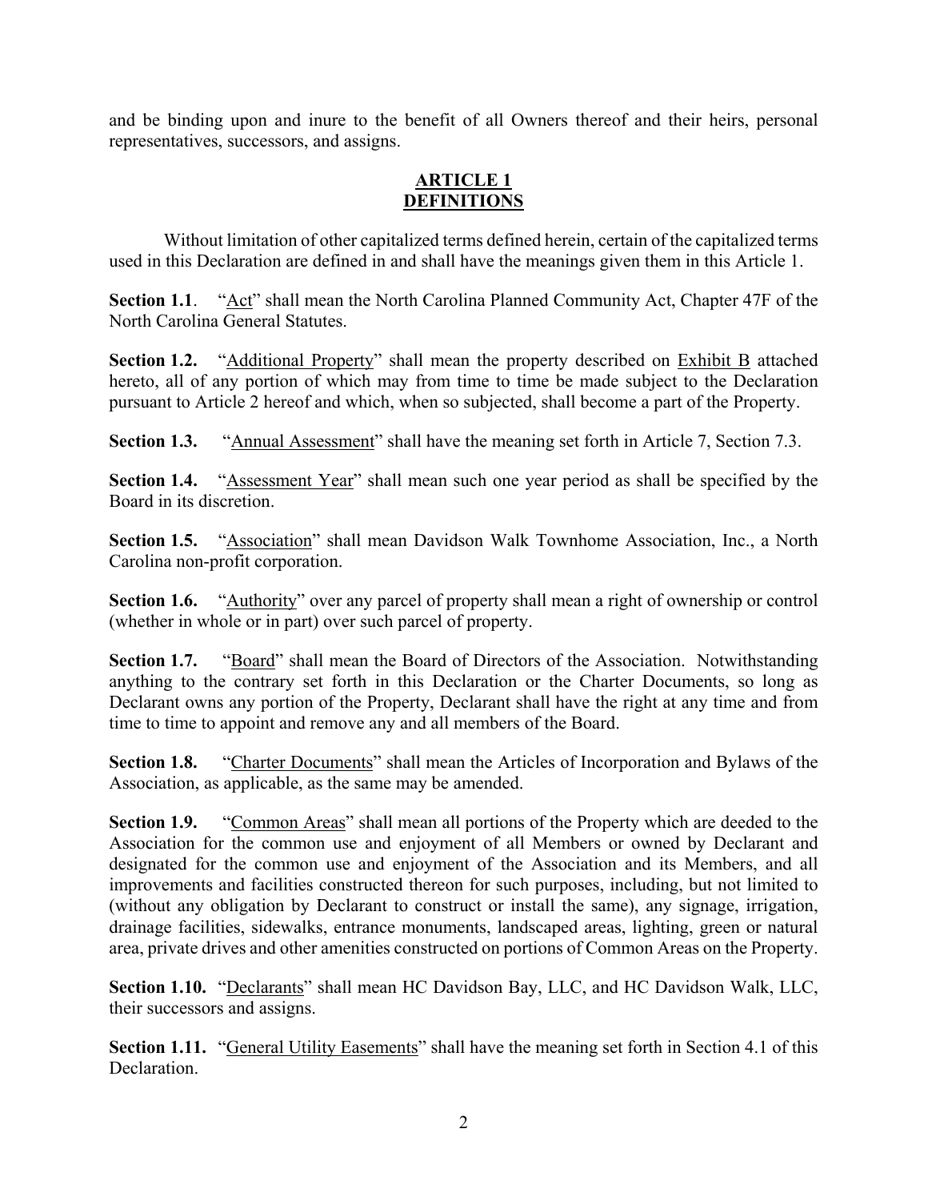and be binding upon and inure to the benefit of all Owners thereof and their heirs, personal representatives, successors, and assigns.

## ARTICLE 1
## DEFINITIONS

Without limitation of other capitalized terms defined herein, certain of the capitalized terms used in this Declaration are defined in and shall have the meanings given them in this Article 1.

**Section 1.1**. "Act" shall mean the North Carolina Planned Community Act, Chapter 47F of the North Carolina General Statutes.

**Section 1.2.** "Additional Property" shall mean the property described on Exhibit B attached hereto, all of any portion of which may from time to time be made subject to the Declaration pursuant to Article 2 hereof and which, when so subjected, shall become a part of the Property.

**Section 1.3.** "Annual Assessment" shall have the meaning set forth in Article 7, Section 7.3.

**Section 1.4.** "Assessment Year" shall mean such one year period as shall be specified by the Board in its discretion.

**Section 1.5.** "Association" shall mean Davidson Walk Townhome Association, Inc., a North Carolina non-profit corporation.

**Section 1.6.** "Authority" over any parcel of property shall mean a right of ownership or control (whether in whole or in part) over such parcel of property.

**Section 1.7.** "Board" shall mean the Board of Directors of the Association. Notwithstanding anything to the contrary set forth in this Declaration or the Charter Documents, so long as Declarant owns any portion of the Property, Declarant shall have the right at any time and from time to time to appoint and remove any and all members of the Board.

**Section 1.8.** "Charter Documents" shall mean the Articles of Incorporation and Bylaws of the Association, as applicable, as the same may be amended.

**Section 1.9.** "Common Areas" shall mean all portions of the Property which are deeded to the Association for the common use and enjoyment of all Members or owned by Declarant and designated for the common use and enjoyment of the Association and its Members, and all improvements and facilities constructed thereon for such purposes, including, but not limited to (without any obligation by Declarant to construct or install the same), any signage, irrigation, drainage facilities, sidewalks, entrance monuments, landscaped areas, lighting, green or natural area, private drives and other amenities constructed on portions of Common Areas on the Property.

**Section 1.10.** "Declarants" shall mean HC Davidson Bay, LLC, and HC Davidson Walk, LLC, their successors and assigns.

**Section 1.11.** "General Utility Easements" shall have the meaning set forth in Section 4.1 of this Declaration.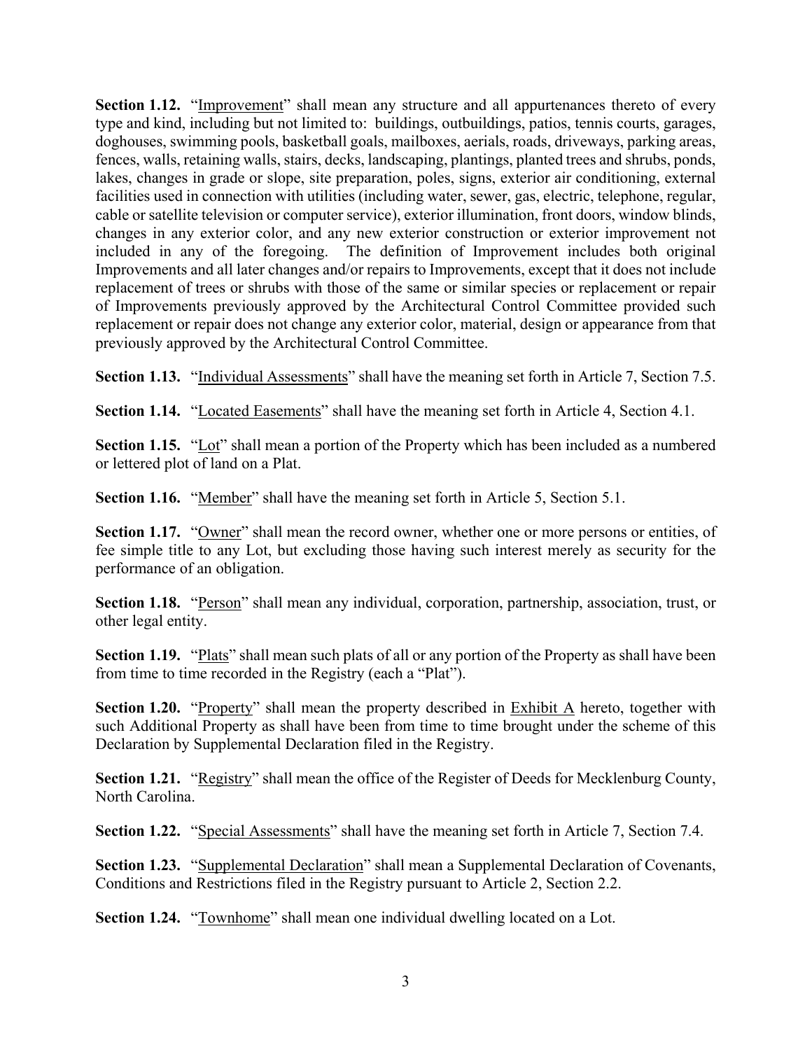**Section 1.12.** "Improvement" shall mean any structure and all appurtenances thereto of every type and kind, including but not limited to: buildings, outbuildings, patios, tennis courts, garages, doghouses, swimming pools, basketball goals, mailboxes, aerials, roads, driveways, parking areas, fences, walls, retaining walls, stairs, decks, landscaping, plantings, planted trees and shrubs, ponds, lakes, changes in grade or slope, site preparation, poles, signs, exterior air conditioning, external facilities used in connection with utilities (including water, sewer, gas, electric, telephone, regular, cable or satellite television or computer service), exterior illumination, front doors, window blinds, changes in any exterior color, and any new exterior construction or exterior improvement not included in any of the foregoing. The definition of Improvement includes both original Improvements and all later changes and/or repairs to Improvements, except that it does not include replacement of trees or shrubs with those of the same or similar species or replacement or repair of Improvements previously approved by the Architectural Control Committee provided such replacement or repair does not change any exterior color, material, design or appearance from that previously approved by the Architectural Control Committee.

**Section 1.13.** "Individual Assessments" shall have the meaning set forth in Article 7, Section 7.5.

**Section 1.14.** "Located Easements" shall have the meaning set forth in Article 4, Section 4.1.

**Section 1.15.** "Lot" shall mean a portion of the Property which has been included as a numbered or lettered plot of land on a Plat.

**Section 1.16.** "Member" shall have the meaning set forth in Article 5, Section 5.1.

**Section 1.17.** "Owner" shall mean the record owner, whether one or more persons or entities, of fee simple title to any Lot, but excluding those having such interest merely as security for the performance of an obligation.

**Section 1.18.** "Person" shall mean any individual, corporation, partnership, association, trust, or other legal entity.

**Section 1.19.** "Plats" shall mean such plats of all or any portion of the Property as shall have been from time to time recorded in the Registry (each a "Plat").

**Section 1.20.** "Property" shall mean the property described in Exhibit A hereto, together with such Additional Property as shall have been from time to time brought under the scheme of this Declaration by Supplemental Declaration filed in the Registry.

**Section 1.21.** "Registry" shall mean the office of the Register of Deeds for Mecklenburg County, North Carolina.

**Section 1.22.** "Special Assessments" shall have the meaning set forth in Article 7, Section 7.4.

**Section 1.23.** "Supplemental Declaration" shall mean a Supplemental Declaration of Covenants, Conditions and Restrictions filed in the Registry pursuant to Article 2, Section 2.2.

**Section 1.24.** "Townhome" shall mean one individual dwelling located on a Lot.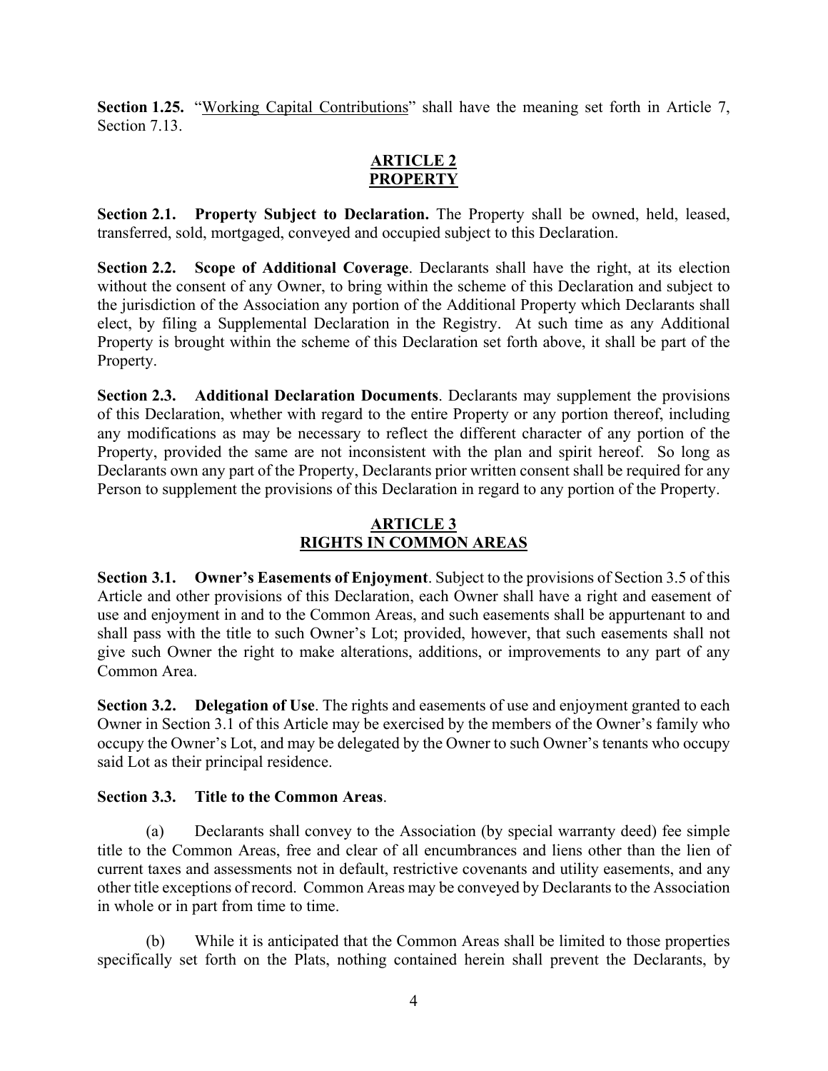**Section 1.25.** "Working Capital Contributions" shall have the meaning set forth in Article 7, Section 7.13.

## ARTICLE 2
## PROPERTY

**Section 2.1. Property Subject to Declaration.** The Property shall be owned, held, leased, transferred, sold, mortgaged, conveyed and occupied subject to this Declaration.

**Section 2.2. Scope of Additional Coverage**. Declarants shall have the right, at its election without the consent of any Owner, to bring within the scheme of this Declaration and subject to the jurisdiction of the Association any portion of the Additional Property which Declarants shall elect, by filing a Supplemental Declaration in the Registry. At such time as any Additional Property is brought within the scheme of this Declaration set forth above, it shall be part of the Property.

**Section 2.3. Additional Declaration Documents**. Declarants may supplement the provisions of this Declaration, whether with regard to the entire Property or any portion thereof, including any modifications as may be necessary to reflect the different character of any portion of the Property, provided the same are not inconsistent with the plan and spirit hereof. So long as Declarants own any part of the Property, Declarants prior written consent shall be required for any Person to supplement the provisions of this Declaration in regard to any portion of the Property.

## ARTICLE 3
## RIGHTS IN COMMON AREAS

**Section 3.1. Owner's Easements of Enjoyment**. Subject to the provisions of Section 3.5 of this Article and other provisions of this Declaration, each Owner shall have a right and easement of use and enjoyment in and to the Common Areas, and such easements shall be appurtenant to and shall pass with the title to such Owner's Lot; provided, however, that such easements shall not give such Owner the right to make alterations, additions, or improvements to any part of any Common Area.

**Section 3.2. Delegation of Use**. The rights and easements of use and enjoyment granted to each Owner in Section 3.1 of this Article may be exercised by the members of the Owner's family who occupy the Owner's Lot, and may be delegated by the Owner to such Owner's tenants who occupy said Lot as their principal residence.

**Section 3.3. Title to the Common Areas**.

(a) Declarants shall convey to the Association (by special warranty deed) fee simple title to the Common Areas, free and clear of all encumbrances and liens other than the lien of current taxes and assessments not in default, restrictive covenants and utility easements, and any other title exceptions of record. Common Areas may be conveyed by Declarants to the Association in whole or in part from time to time.

(b) While it is anticipated that the Common Areas shall be limited to those properties specifically set forth on the Plats, nothing contained herein shall prevent the Declarants, by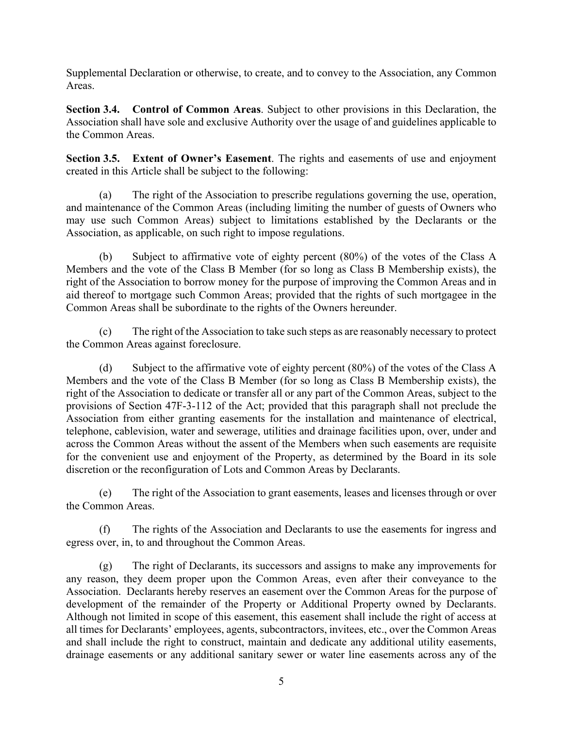Supplemental Declaration or otherwise, to create, and to convey to the Association, any Common Areas.

**Section 3.4. Control of Common Areas**. Subject to other provisions in this Declaration, the Association shall have sole and exclusive Authority over the usage of and guidelines applicable to the Common Areas.

**Section 3.5. Extent of Owner's Easement**. The rights and easements of use and enjoyment created in this Article shall be subject to the following:

(a) The right of the Association to prescribe regulations governing the use, operation, and maintenance of the Common Areas (including limiting the number of guests of Owners who may use such Common Areas) subject to limitations established by the Declarants or the Association, as applicable, on such right to impose regulations.

(b) Subject to affirmative vote of eighty percent (80%) of the votes of the Class A Members and the vote of the Class B Member (for so long as Class B Membership exists), the right of the Association to borrow money for the purpose of improving the Common Areas and in aid thereof to mortgage such Common Areas; provided that the rights of such mortgagee in the Common Areas shall be subordinate to the rights of the Owners hereunder.

(c) The right of the Association to take such steps as are reasonably necessary to protect the Common Areas against foreclosure.

(d) Subject to the affirmative vote of eighty percent (80%) of the votes of the Class A Members and the vote of the Class B Member (for so long as Class B Membership exists), the right of the Association to dedicate or transfer all or any part of the Common Areas, subject to the provisions of Section 47F-3-112 of the Act; provided that this paragraph shall not preclude the Association from either granting easements for the installation and maintenance of electrical, telephone, cablevision, water and sewerage, utilities and drainage facilities upon, over, under and across the Common Areas without the assent of the Members when such easements are requisite for the convenient use and enjoyment of the Property, as determined by the Board in its sole discretion or the reconfiguration of Lots and Common Areas by Declarants.

(e) The right of the Association to grant easements, leases and licenses through or over the Common Areas.

(f) The rights of the Association and Declarants to use the easements for ingress and egress over, in, to and throughout the Common Areas.

(g) The right of Declarants, its successors and assigns to make any improvements for any reason, they deem proper upon the Common Areas, even after their conveyance to the Association. Declarants hereby reserves an easement over the Common Areas for the purpose of development of the remainder of the Property or Additional Property owned by Declarants. Although not limited in scope of this easement, this easement shall include the right of access at all times for Declarants' employees, agents, subcontractors, invitees, etc., over the Common Areas and shall include the right to construct, maintain and dedicate any additional utility easements, drainage easements or any additional sanitary sewer or water line easements across any of the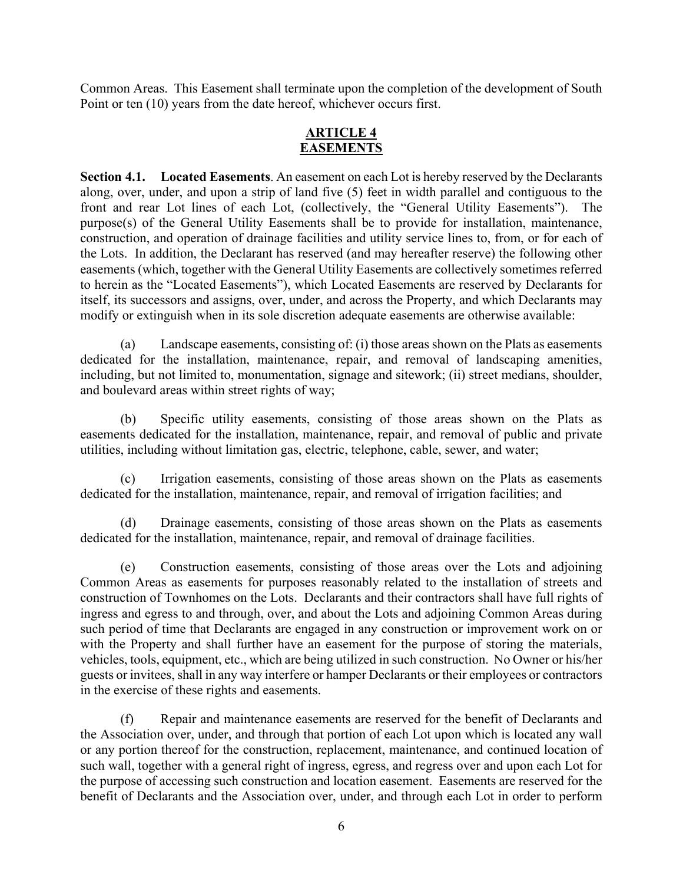Common Areas. This Easement shall terminate upon the completion of the development of South Point or ten (10) years from the date hereof, whichever occurs first.

## ARTICLE 4
## EASEMENTS

**Section 4.1. Located Easements**. An easement on each Lot is hereby reserved by the Declarants along, over, under, and upon a strip of land five (5) feet in width parallel and contiguous to the front and rear Lot lines of each Lot, (collectively, the "General Utility Easements"). The purpose(s) of the General Utility Easements shall be to provide for installation, maintenance, construction, and operation of drainage facilities and utility service lines to, from, or for each of the Lots. In addition, the Declarant has reserved (and may hereafter reserve) the following other easements (which, together with the General Utility Easements are collectively sometimes referred to herein as the "Located Easements"), which Located Easements are reserved by Declarants for itself, its successors and assigns, over, under, and across the Property, and which Declarants may modify or extinguish when in its sole discretion adequate easements are otherwise available:

(a) Landscape easements, consisting of: (i) those areas shown on the Plats as easements dedicated for the installation, maintenance, repair, and removal of landscaping amenities, including, but not limited to, monumentation, signage and sitework; (ii) street medians, shoulder, and boulevard areas within street rights of way;

(b) Specific utility easements, consisting of those areas shown on the Plats as easements dedicated for the installation, maintenance, repair, and removal of public and private utilities, including without limitation gas, electric, telephone, cable, sewer, and water;

(c) Irrigation easements, consisting of those areas shown on the Plats as easements dedicated for the installation, maintenance, repair, and removal of irrigation facilities; and

(d) Drainage easements, consisting of those areas shown on the Plats as easements dedicated for the installation, maintenance, repair, and removal of drainage facilities.

(e) Construction easements, consisting of those areas over the Lots and adjoining Common Areas as easements for purposes reasonably related to the installation of streets and construction of Townhomes on the Lots. Declarants and their contractors shall have full rights of ingress and egress to and through, over, and about the Lots and adjoining Common Areas during such period of time that Declarants are engaged in any construction or improvement work on or with the Property and shall further have an easement for the purpose of storing the materials, vehicles, tools, equipment, etc., which are being utilized in such construction. No Owner or his/her guests or invitees, shall in any way interfere or hamper Declarants or their employees or contractors in the exercise of these rights and easements.

(f) Repair and maintenance easements are reserved for the benefit of Declarants and the Association over, under, and through that portion of each Lot upon which is located any wall or any portion thereof for the construction, replacement, maintenance, and continued location of such wall, together with a general right of ingress, egress, and regress over and upon each Lot for the purpose of accessing such construction and location easement. Easements are reserved for the benefit of Declarants and the Association over, under, and through each Lot in order to perform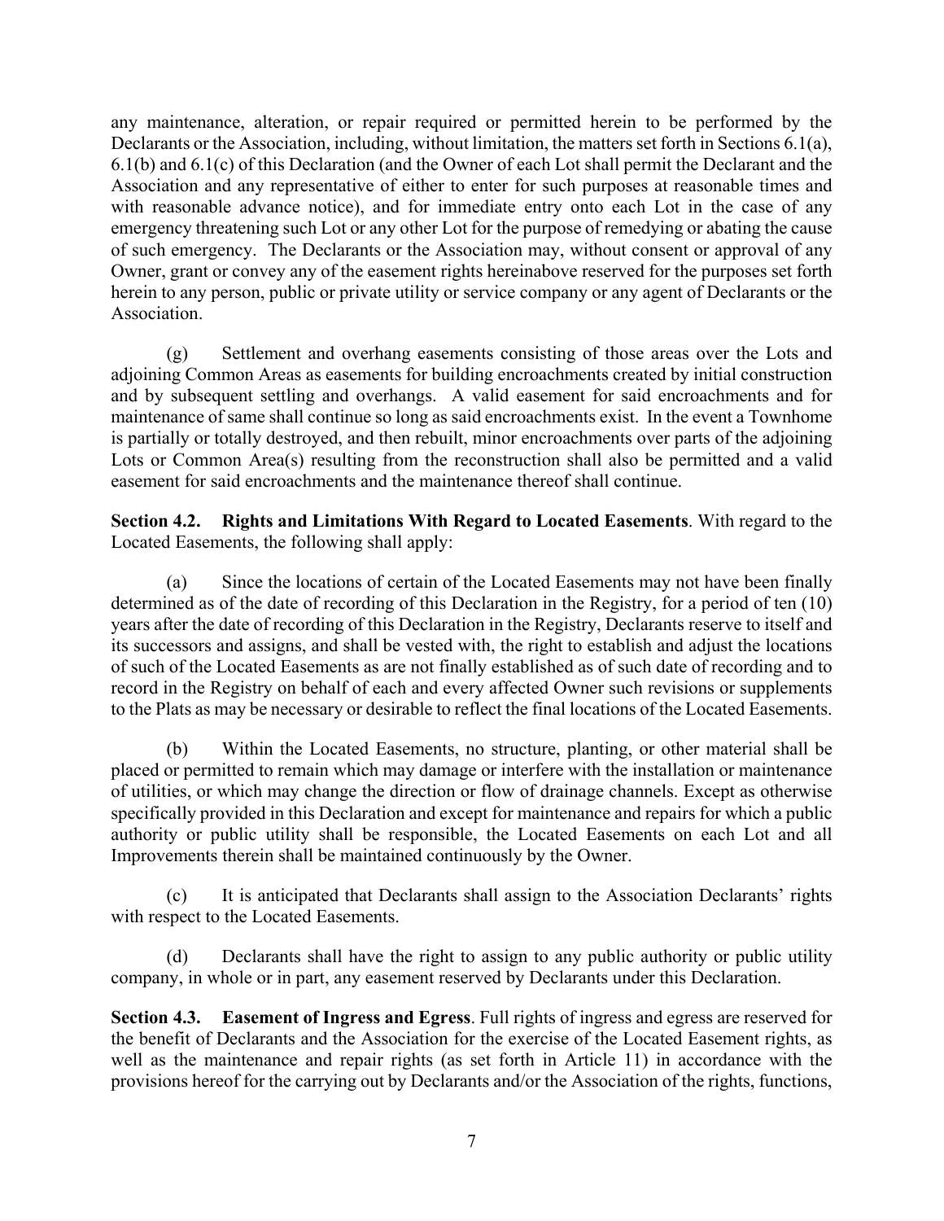any maintenance, alteration, or repair required or permitted herein to be performed by the Declarants or the Association, including, without limitation, the matters set forth in Sections 6.1(a), 6.1(b) and 6.1(c) of this Declaration (and the Owner of each Lot shall permit the Declarant and the Association and any representative of either to enter for such purposes at reasonable times and with reasonable advance notice), and for immediate entry onto each Lot in the case of any emergency threatening such Lot or any other Lot for the purpose of remedying or abating the cause of such emergency. The Declarants or the Association may, without consent or approval of any Owner, grant or convey any of the easement rights hereinabove reserved for the purposes set forth herein to any person, public or private utility or service company or any agent of Declarants or the Association.

(g) Settlement and overhang easements consisting of those areas over the Lots and adjoining Common Areas as easements for building encroachments created by initial construction and by subsequent settling and overhangs. A valid easement for said encroachments and for maintenance of same shall continue so long as said encroachments exist. In the event a Townhome is partially or totally destroyed, and then rebuilt, minor encroachments over parts of the adjoining Lots or Common Area(s) resulting from the reconstruction shall also be permitted and a valid easement for said encroachments and the maintenance thereof shall continue.

**Section 4.2. Rights and Limitations With Regard to Located Easements**. With regard to the Located Easements, the following shall apply:

(a) Since the locations of certain of the Located Easements may not have been finally determined as of the date of recording of this Declaration in the Registry, for a period of ten (10) years after the date of recording of this Declaration in the Registry, Declarants reserve to itself and its successors and assigns, and shall be vested with, the right to establish and adjust the locations of such of the Located Easements as are not finally established as of such date of recording and to record in the Registry on behalf of each and every affected Owner such revisions or supplements to the Plats as may be necessary or desirable to reflect the final locations of the Located Easements.

(b) Within the Located Easements, no structure, planting, or other material shall be placed or permitted to remain which may damage or interfere with the installation or maintenance of utilities, or which may change the direction or flow of drainage channels. Except as otherwise specifically provided in this Declaration and except for maintenance and repairs for which a public authority or public utility shall be responsible, the Located Easements on each Lot and all Improvements therein shall be maintained continuously by the Owner.

(c) It is anticipated that Declarants shall assign to the Association Declarants' rights with respect to the Located Easements.

(d) Declarants shall have the right to assign to any public authority or public utility company, in whole or in part, any easement reserved by Declarants under this Declaration.

**Section 4.3. Easement of Ingress and Egress**. Full rights of ingress and egress are reserved for the benefit of Declarants and the Association for the exercise of the Located Easement rights, as well as the maintenance and repair rights (as set forth in Article 11) in accordance with the provisions hereof for the carrying out by Declarants and/or the Association of the rights, functions,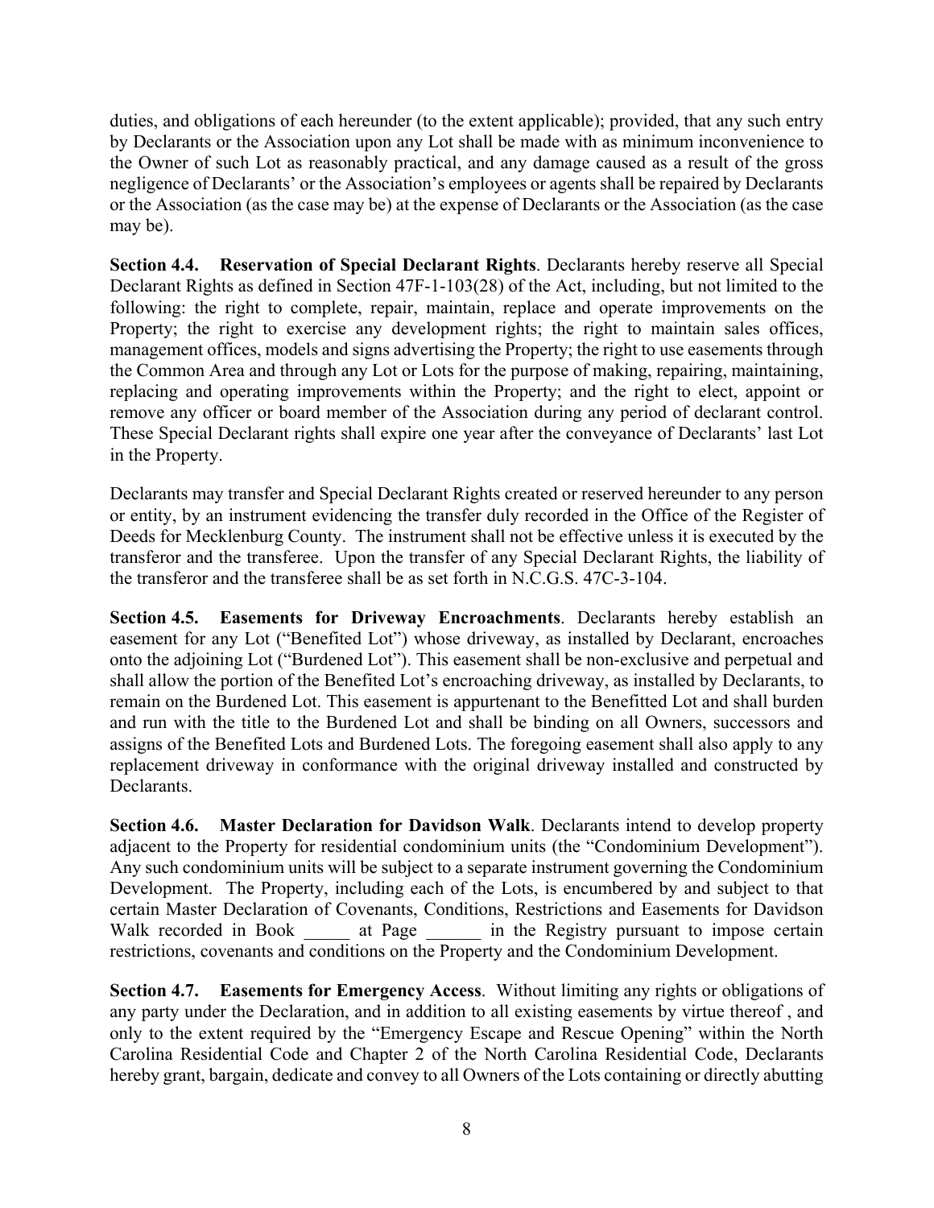duties, and obligations of each hereunder (to the extent applicable); provided, that any such entry by Declarants or the Association upon any Lot shall be made with as minimum inconvenience to the Owner of such Lot as reasonably practical, and any damage caused as a result of the gross negligence of Declarants' or the Association's employees or agents shall be repaired by Declarants or the Association (as the case may be) at the expense of Declarants or the Association (as the case may be).

**Section 4.4. Reservation of Special Declarant Rights**. Declarants hereby reserve all Special Declarant Rights as defined in Section 47F-1-103(28) of the Act, including, but not limited to the following: the right to complete, repair, maintain, replace and operate improvements on the Property; the right to exercise any development rights; the right to maintain sales offices, management offices, models and signs advertising the Property; the right to use easements through the Common Area and through any Lot or Lots for the purpose of making, repairing, maintaining, replacing and operating improvements within the Property; and the right to elect, appoint or remove any officer or board member of the Association during any period of declarant control. These Special Declarant rights shall expire one year after the conveyance of Declarants' last Lot in the Property.

Declarants may transfer and Special Declarant Rights created or reserved hereunder to any person or entity, by an instrument evidencing the transfer duly recorded in the Office of the Register of Deeds for Mecklenburg County. The instrument shall not be effective unless it is executed by the transferor and the transferee. Upon the transfer of any Special Declarant Rights, the liability of the transferor and the transferee shall be as set forth in N.C.G.S. 47C-3-104.

**Section 4.5. Easements for Driveway Encroachments**. Declarants hereby establish an easement for any Lot ("Benefited Lot") whose driveway, as installed by Declarant, encroaches onto the adjoining Lot ("Burdened Lot"). This easement shall be non-exclusive and perpetual and shall allow the portion of the Benefited Lot's encroaching driveway, as installed by Declarants, to remain on the Burdened Lot. This easement is appurtenant to the Benefitted Lot and shall burden and run with the title to the Burdened Lot and shall be binding on all Owners, successors and assigns of the Benefited Lots and Burdened Lots. The foregoing easement shall also apply to any replacement driveway in conformance with the original driveway installed and constructed by Declarants.

**Section 4.6. Master Declaration for Davidson Walk**. Declarants intend to develop property adjacent to the Property for residential condominium units (the "Condominium Development"). Any such condominium units will be subject to a separate instrument governing the Condominium Development. The Property, including each of the Lots, is encumbered by and subject to that certain Master Declaration of Covenants, Conditions, Restrictions and Easements for Davidson Walk recorded in Book _____ at Page ______ in the Registry pursuant to impose certain restrictions, covenants and conditions on the Property and the Condominium Development.

**Section 4.7. Easements for Emergency Access**. Without limiting any rights or obligations of any party under the Declaration, and in addition to all existing easements by virtue thereof , and only to the extent required by the "Emergency Escape and Rescue Opening" within the North Carolina Residential Code and Chapter 2 of the North Carolina Residential Code, Declarants hereby grant, bargain, dedicate and convey to all Owners of the Lots containing or directly abutting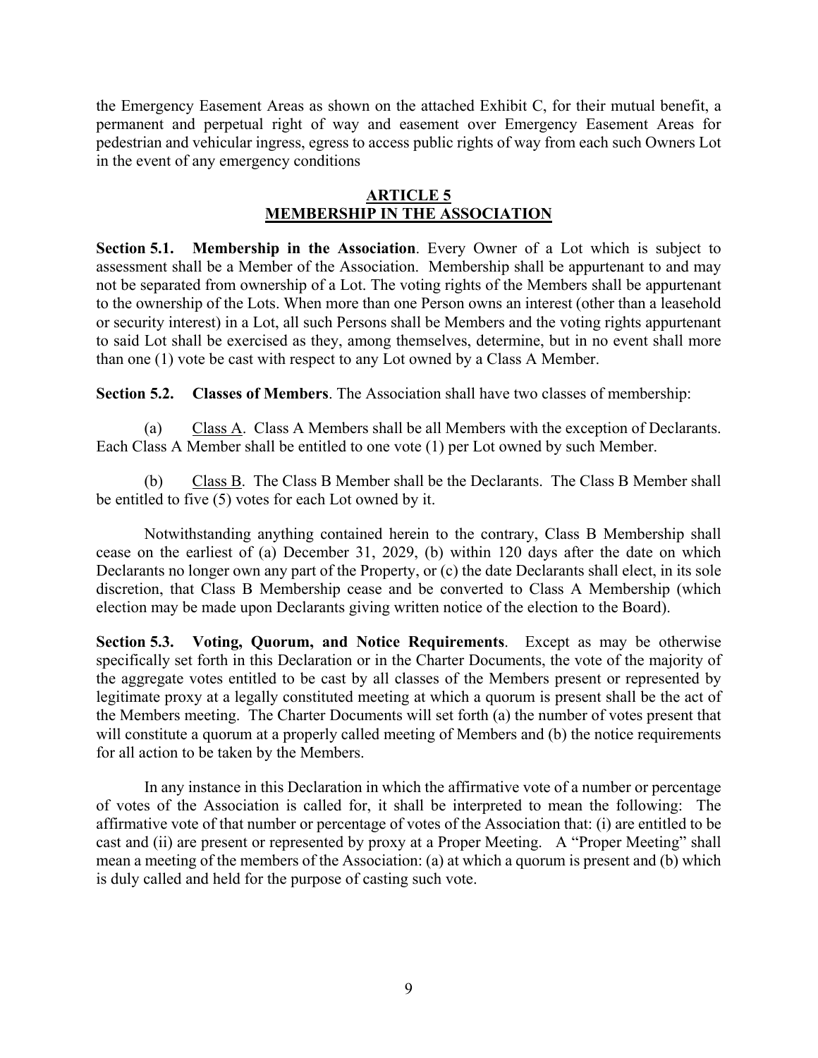the Emergency Easement Areas as shown on the attached Exhibit C, for their mutual benefit, a permanent and perpetual right of way and easement over Emergency Easement Areas for pedestrian and vehicular ingress, egress to access public rights of way from each such Owners Lot in the event of any emergency conditions

## ARTICLE 5
## MEMBERSHIP IN THE ASSOCIATION

**Section 5.1. Membership in the Association**. Every Owner of a Lot which is subject to assessment shall be a Member of the Association. Membership shall be appurtenant to and may not be separated from ownership of a Lot. The voting rights of the Members shall be appurtenant to the ownership of the Lots. When more than one Person owns an interest (other than a leasehold or security interest) in a Lot, all such Persons shall be Members and the voting rights appurtenant to said Lot shall be exercised as they, among themselves, determine, but in no event shall more than one (1) vote be cast with respect to any Lot owned by a Class A Member.

**Section 5.2. Classes of Members**. The Association shall have two classes of membership:

(a) Class A. Class A Members shall be all Members with the exception of Declarants. Each Class A Member shall be entitled to one vote (1) per Lot owned by such Member.

(b) Class B. The Class B Member shall be the Declarants. The Class B Member shall be entitled to five (5) votes for each Lot owned by it.

Notwithstanding anything contained herein to the contrary, Class B Membership shall cease on the earliest of (a) December 31, 2029, (b) within 120 days after the date on which Declarants no longer own any part of the Property, or (c) the date Declarants shall elect, in its sole discretion, that Class B Membership cease and be converted to Class A Membership (which election may be made upon Declarants giving written notice of the election to the Board).

**Section 5.3. Voting, Quorum, and Notice Requirements**. Except as may be otherwise specifically set forth in this Declaration or in the Charter Documents, the vote of the majority of the aggregate votes entitled to be cast by all classes of the Members present or represented by legitimate proxy at a legally constituted meeting at which a quorum is present shall be the act of the Members meeting. The Charter Documents will set forth (a) the number of votes present that will constitute a quorum at a properly called meeting of Members and (b) the notice requirements for all action to be taken by the Members.

In any instance in this Declaration in which the affirmative vote of a number or percentage of votes of the Association is called for, it shall be interpreted to mean the following: The affirmative vote of that number or percentage of votes of the Association that: (i) are entitled to be cast and (ii) are present or represented by proxy at a Proper Meeting. A "Proper Meeting" shall mean a meeting of the members of the Association: (a) at which a quorum is present and (b) which is duly called and held for the purpose of casting such vote.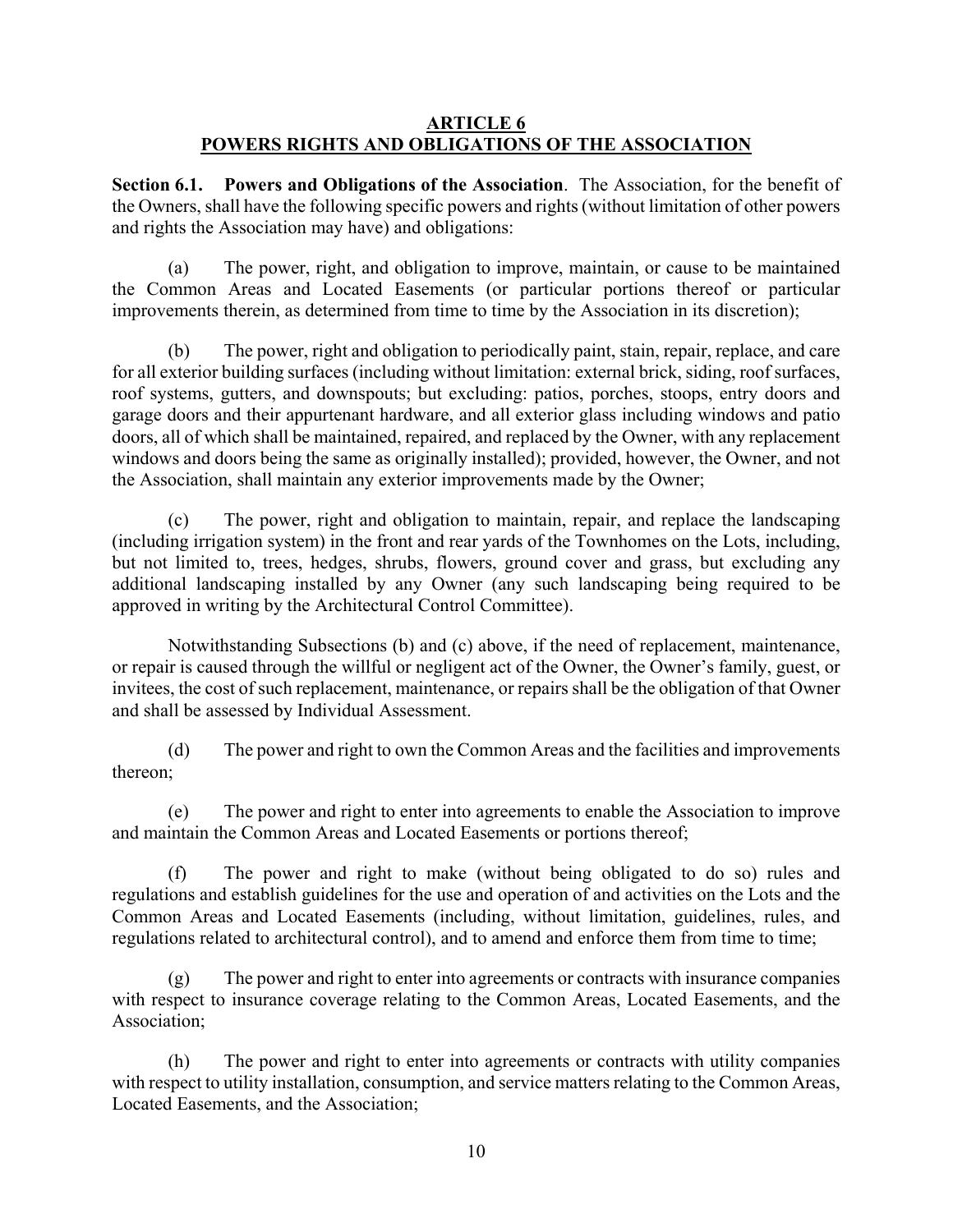## ARTICLE 6
## POWERS RIGHTS AND OBLIGATIONS OF THE ASSOCIATION

**Section 6.1. Powers and Obligations of the Association**. The Association, for the benefit of the Owners, shall have the following specific powers and rights (without limitation of other powers and rights the Association may have) and obligations:

(a) The power, right, and obligation to improve, maintain, or cause to be maintained the Common Areas and Located Easements (or particular portions thereof or particular improvements therein, as determined from time to time by the Association in its discretion);

(b) The power, right and obligation to periodically paint, stain, repair, replace, and care for all exterior building surfaces (including without limitation: external brick, siding, roof surfaces, roof systems, gutters, and downspouts; but excluding: patios, porches, stoops, entry doors and garage doors and their appurtenant hardware, and all exterior glass including windows and patio doors, all of which shall be maintained, repaired, and replaced by the Owner, with any replacement windows and doors being the same as originally installed); provided, however, the Owner, and not the Association, shall maintain any exterior improvements made by the Owner;

(c) The power, right and obligation to maintain, repair, and replace the landscaping (including irrigation system) in the front and rear yards of the Townhomes on the Lots, including, but not limited to, trees, hedges, shrubs, flowers, ground cover and grass, but excluding any additional landscaping installed by any Owner (any such landscaping being required to be approved in writing by the Architectural Control Committee).

Notwithstanding Subsections (b) and (c) above, if the need of replacement, maintenance, or repair is caused through the willful or negligent act of the Owner, the Owner's family, guest, or invitees, the cost of such replacement, maintenance, or repairs shall be the obligation of that Owner and shall be assessed by Individual Assessment.

(d) The power and right to own the Common Areas and the facilities and improvements thereon;

(e) The power and right to enter into agreements to enable the Association to improve and maintain the Common Areas and Located Easements or portions thereof;

(f) The power and right to make (without being obligated to do so) rules and regulations and establish guidelines for the use and operation of and activities on the Lots and the Common Areas and Located Easements (including, without limitation, guidelines, rules, and regulations related to architectural control), and to amend and enforce them from time to time;

(g) The power and right to enter into agreements or contracts with insurance companies with respect to insurance coverage relating to the Common Areas, Located Easements, and the Association;

(h) The power and right to enter into agreements or contracts with utility companies with respect to utility installation, consumption, and service matters relating to the Common Areas, Located Easements, and the Association;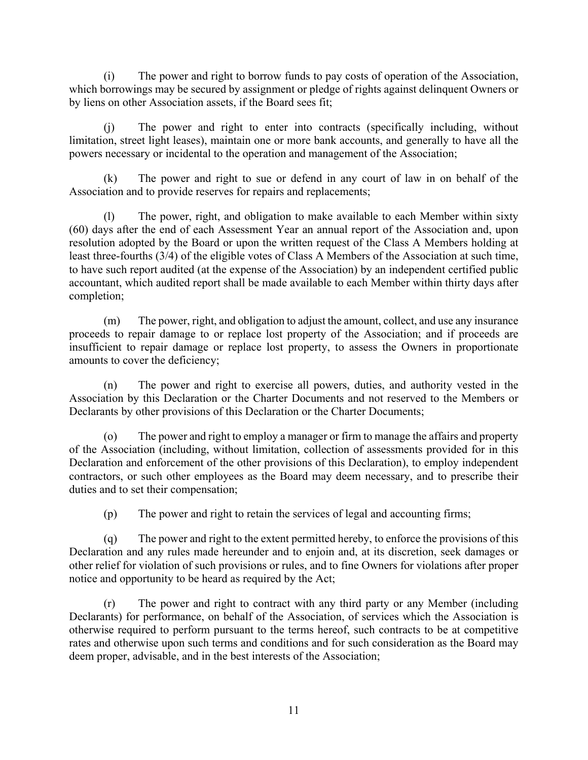(i) The power and right to borrow funds to pay costs of operation of the Association, which borrowings may be secured by assignment or pledge of rights against delinquent Owners or by liens on other Association assets, if the Board sees fit;

(j) The power and right to enter into contracts (specifically including, without limitation, street light leases), maintain one or more bank accounts, and generally to have all the powers necessary or incidental to the operation and management of the Association;

(k) The power and right to sue or defend in any court of law in on behalf of the Association and to provide reserves for repairs and replacements;

(l) The power, right, and obligation to make available to each Member within sixty (60) days after the end of each Assessment Year an annual report of the Association and, upon resolution adopted by the Board or upon the written request of the Class A Members holding at least three-fourths (3/4) of the eligible votes of Class A Members of the Association at such time, to have such report audited (at the expense of the Association) by an independent certified public accountant, which audited report shall be made available to each Member within thirty days after completion;

(m) The power, right, and obligation to adjust the amount, collect, and use any insurance proceeds to repair damage to or replace lost property of the Association; and if proceeds are insufficient to repair damage or replace lost property, to assess the Owners in proportionate amounts to cover the deficiency;

(n) The power and right to exercise all powers, duties, and authority vested in the Association by this Declaration or the Charter Documents and not reserved to the Members or Declarants by other provisions of this Declaration or the Charter Documents;

(o) The power and right to employ a manager or firm to manage the affairs and property of the Association (including, without limitation, collection of assessments provided for in this Declaration and enforcement of the other provisions of this Declaration), to employ independent contractors, or such other employees as the Board may deem necessary, and to prescribe their duties and to set their compensation;

(p) The power and right to retain the services of legal and accounting firms;

(q) The power and right to the extent permitted hereby, to enforce the provisions of this Declaration and any rules made hereunder and to enjoin and, at its discretion, seek damages or other relief for violation of such provisions or rules, and to fine Owners for violations after proper notice and opportunity to be heard as required by the Act;

(r) The power and right to contract with any third party or any Member (including Declarants) for performance, on behalf of the Association, of services which the Association is otherwise required to perform pursuant to the terms hereof, such contracts to be at competitive rates and otherwise upon such terms and conditions and for such consideration as the Board may deem proper, advisable, and in the best interests of the Association;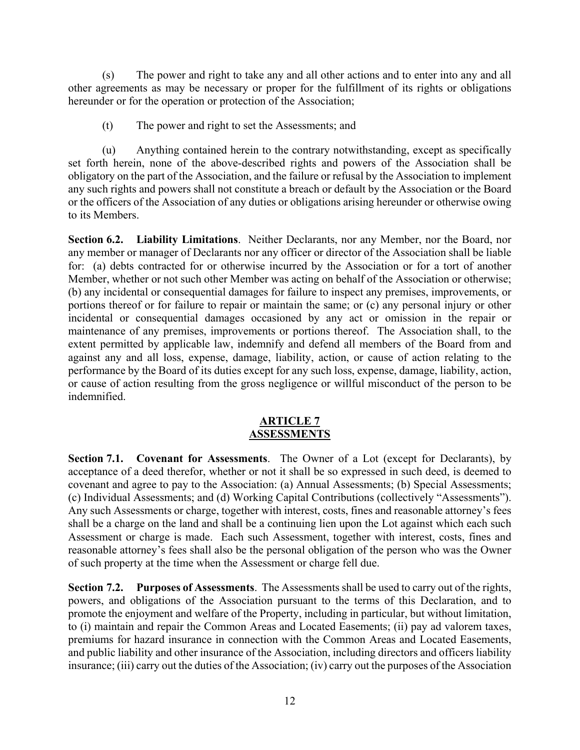(s) The power and right to take any and all other actions and to enter into any and all other agreements as may be necessary or proper for the fulfillment of its rights or obligations hereunder or for the operation or protection of the Association;

(t) The power and right to set the Assessments; and

(u) Anything contained herein to the contrary notwithstanding, except as specifically set forth herein, none of the above-described rights and powers of the Association shall be obligatory on the part of the Association, and the failure or refusal by the Association to implement any such rights and powers shall not constitute a breach or default by the Association or the Board or the officers of the Association of any duties or obligations arising hereunder or otherwise owing to its Members.

**Section 6.2. Liability Limitations**. Neither Declarants, nor any Member, nor the Board, nor any member or manager of Declarants nor any officer or director of the Association shall be liable for: (a) debts contracted for or otherwise incurred by the Association or for a tort of another Member, whether or not such other Member was acting on behalf of the Association or otherwise; (b) any incidental or consequential damages for failure to inspect any premises, improvements, or portions thereof or for failure to repair or maintain the same; or (c) any personal injury or other incidental or consequential damages occasioned by any act or omission in the repair or maintenance of any premises, improvements or portions thereof. The Association shall, to the extent permitted by applicable law, indemnify and defend all members of the Board from and against any and all loss, expense, damage, liability, action, or cause of action relating to the performance by the Board of its duties except for any such loss, expense, damage, liability, action, or cause of action resulting from the gross negligence or willful misconduct of the person to be indemnified.

## ARTICLE 7
## ASSESSMENTS

**Section 7.1. Covenant for Assessments**. The Owner of a Lot (except for Declarants), by acceptance of a deed therefor, whether or not it shall be so expressed in such deed, is deemed to covenant and agree to pay to the Association: (a) Annual Assessments; (b) Special Assessments; (c) Individual Assessments; and (d) Working Capital Contributions (collectively "Assessments"). Any such Assessments or charge, together with interest, costs, fines and reasonable attorney's fees shall be a charge on the land and shall be a continuing lien upon the Lot against which each such Assessment or charge is made. Each such Assessment, together with interest, costs, fines and reasonable attorney's fees shall also be the personal obligation of the person who was the Owner of such property at the time when the Assessment or charge fell due.

**Section 7.2. Purposes of Assessments**. The Assessments shall be used to carry out of the rights, powers, and obligations of the Association pursuant to the terms of this Declaration, and to promote the enjoyment and welfare of the Property, including in particular, but without limitation, to (i) maintain and repair the Common Areas and Located Easements; (ii) pay ad valorem taxes, premiums for hazard insurance in connection with the Common Areas and Located Easements, and public liability and other insurance of the Association, including directors and officers liability insurance; (iii) carry out the duties of the Association; (iv) carry out the purposes of the Association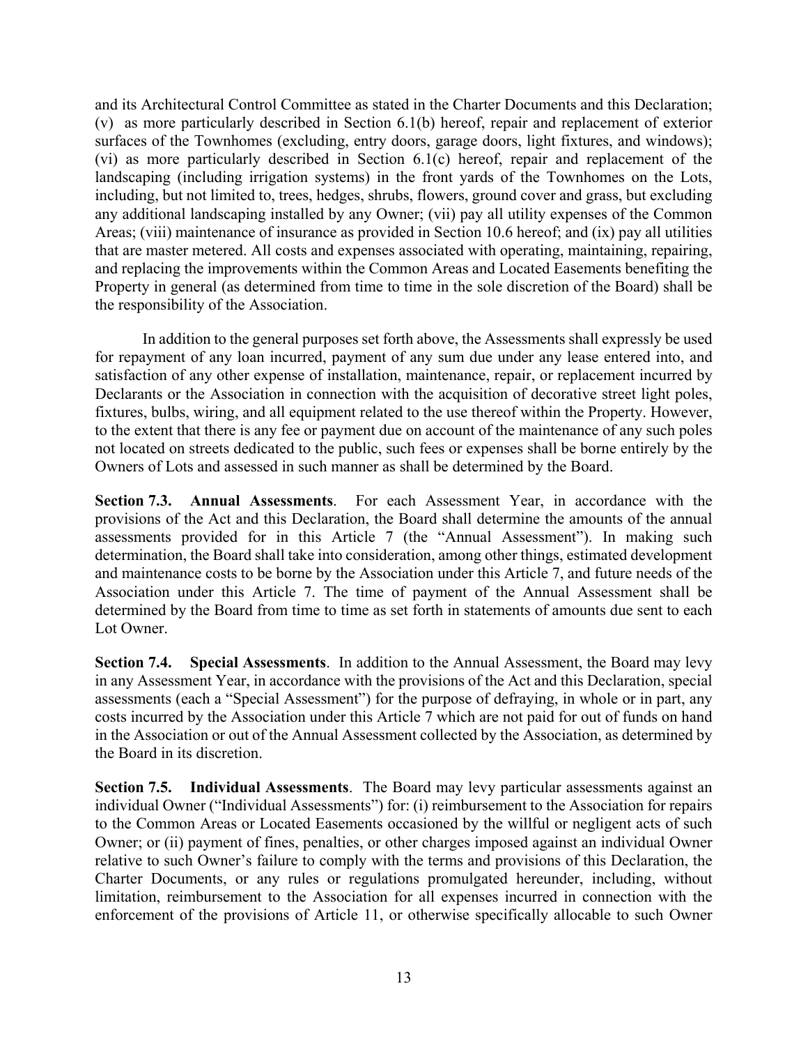and its Architectural Control Committee as stated in the Charter Documents and this Declaration; (v) as more particularly described in Section 6.1(b) hereof, repair and replacement of exterior surfaces of the Townhomes (excluding, entry doors, garage doors, light fixtures, and windows); (vi) as more particularly described in Section 6.1(c) hereof, repair and replacement of the landscaping (including irrigation systems) in the front yards of the Townhomes on the Lots, including, but not limited to, trees, hedges, shrubs, flowers, ground cover and grass, but excluding any additional landscaping installed by any Owner; (vii) pay all utility expenses of the Common Areas; (viii) maintenance of insurance as provided in Section 10.6 hereof; and (ix) pay all utilities that are master metered. All costs and expenses associated with operating, maintaining, repairing, and replacing the improvements within the Common Areas and Located Easements benefiting the Property in general (as determined from time to time in the sole discretion of the Board) shall be the responsibility of the Association.

In addition to the general purposes set forth above, the Assessments shall expressly be used for repayment of any loan incurred, payment of any sum due under any lease entered into, and satisfaction of any other expense of installation, maintenance, repair, or replacement incurred by Declarants or the Association in connection with the acquisition of decorative street light poles, fixtures, bulbs, wiring, and all equipment related to the use thereof within the Property. However, to the extent that there is any fee or payment due on account of the maintenance of any such poles not located on streets dedicated to the public, such fees or expenses shall be borne entirely by the Owners of Lots and assessed in such manner as shall be determined by the Board.

**Section 7.3. Annual Assessments**. For each Assessment Year, in accordance with the provisions of the Act and this Declaration, the Board shall determine the amounts of the annual assessments provided for in this Article 7 (the "Annual Assessment"). In making such determination, the Board shall take into consideration, among other things, estimated development and maintenance costs to be borne by the Association under this Article 7, and future needs of the Association under this Article 7. The time of payment of the Annual Assessment shall be determined by the Board from time to time as set forth in statements of amounts due sent to each Lot Owner.

**Section 7.4. Special Assessments**. In addition to the Annual Assessment, the Board may levy in any Assessment Year, in accordance with the provisions of the Act and this Declaration, special assessments (each a "Special Assessment") for the purpose of defraying, in whole or in part, any costs incurred by the Association under this Article 7 which are not paid for out of funds on hand in the Association or out of the Annual Assessment collected by the Association, as determined by the Board in its discretion.

**Section 7.5. Individual Assessments**. The Board may levy particular assessments against an individual Owner ("Individual Assessments") for: (i) reimbursement to the Association for repairs to the Common Areas or Located Easements occasioned by the willful or negligent acts of such Owner; or (ii) payment of fines, penalties, or other charges imposed against an individual Owner relative to such Owner's failure to comply with the terms and provisions of this Declaration, the Charter Documents, or any rules or regulations promulgated hereunder, including, without limitation, reimbursement to the Association for all expenses incurred in connection with the enforcement of the provisions of Article 11, or otherwise specifically allocable to such Owner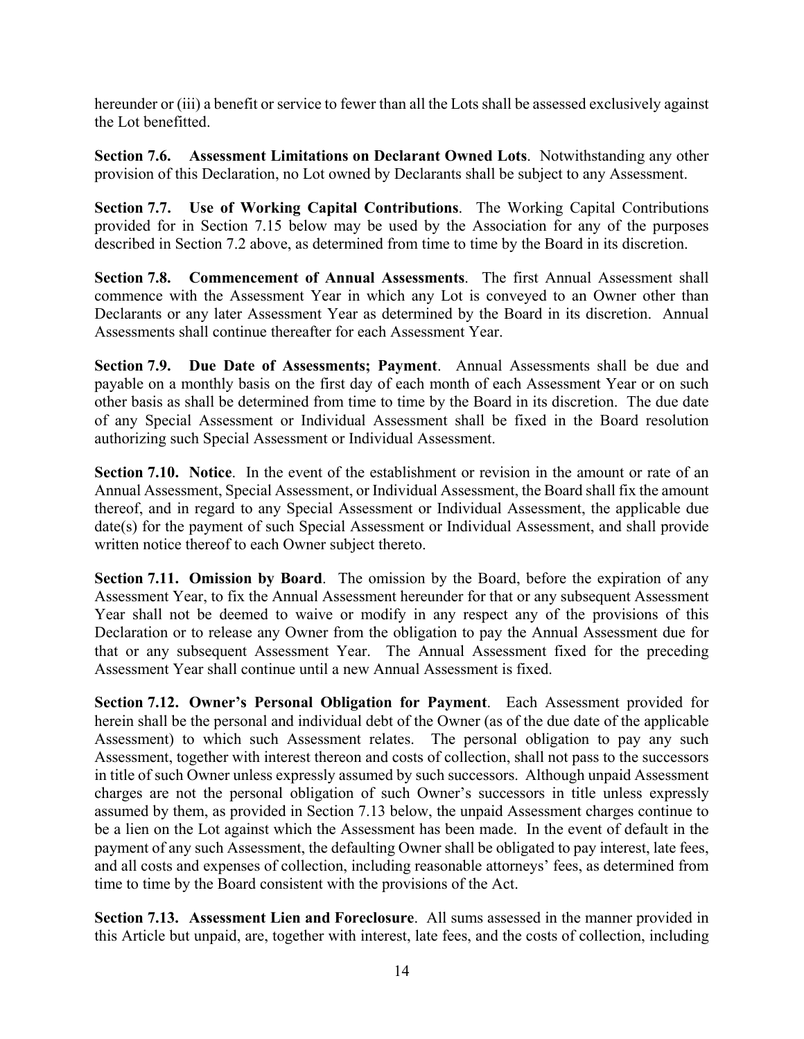hereunder or (iii) a benefit or service to fewer than all the Lots shall be assessed exclusively against the Lot benefitted.

**Section 7.6. Assessment Limitations on Declarant Owned Lots**. Notwithstanding any other provision of this Declaration, no Lot owned by Declarants shall be subject to any Assessment.

**Section 7.7. Use of Working Capital Contributions**. The Working Capital Contributions provided for in Section 7.15 below may be used by the Association for any of the purposes described in Section 7.2 above, as determined from time to time by the Board in its discretion.

**Section 7.8. Commencement of Annual Assessments**. The first Annual Assessment shall commence with the Assessment Year in which any Lot is conveyed to an Owner other than Declarants or any later Assessment Year as determined by the Board in its discretion. Annual Assessments shall continue thereafter for each Assessment Year.

**Section 7.9. Due Date of Assessments; Payment**. Annual Assessments shall be due and payable on a monthly basis on the first day of each month of each Assessment Year or on such other basis as shall be determined from time to time by the Board in its discretion. The due date of any Special Assessment or Individual Assessment shall be fixed in the Board resolution authorizing such Special Assessment or Individual Assessment.

**Section 7.10. Notice**. In the event of the establishment or revision in the amount or rate of an Annual Assessment, Special Assessment, or Individual Assessment, the Board shall fix the amount thereof, and in regard to any Special Assessment or Individual Assessment, the applicable due date(s) for the payment of such Special Assessment or Individual Assessment, and shall provide written notice thereof to each Owner subject thereto.

**Section 7.11. Omission by Board**. The omission by the Board, before the expiration of any Assessment Year, to fix the Annual Assessment hereunder for that or any subsequent Assessment Year shall not be deemed to waive or modify in any respect any of the provisions of this Declaration or to release any Owner from the obligation to pay the Annual Assessment due for that or any subsequent Assessment Year. The Annual Assessment fixed for the preceding Assessment Year shall continue until a new Annual Assessment is fixed.

**Section 7.12. Owner's Personal Obligation for Payment**. Each Assessment provided for herein shall be the personal and individual debt of the Owner (as of the due date of the applicable Assessment) to which such Assessment relates. The personal obligation to pay any such Assessment, together with interest thereon and costs of collection, shall not pass to the successors in title of such Owner unless expressly assumed by such successors. Although unpaid Assessment charges are not the personal obligation of such Owner's successors in title unless expressly assumed by them, as provided in Section 7.13 below, the unpaid Assessment charges continue to be a lien on the Lot against which the Assessment has been made. In the event of default in the payment of any such Assessment, the defaulting Owner shall be obligated to pay interest, late fees, and all costs and expenses of collection, including reasonable attorneys' fees, as determined from time to time by the Board consistent with the provisions of the Act.

**Section 7.13. Assessment Lien and Foreclosure**. All sums assessed in the manner provided in this Article but unpaid, are, together with interest, late fees, and the costs of collection, including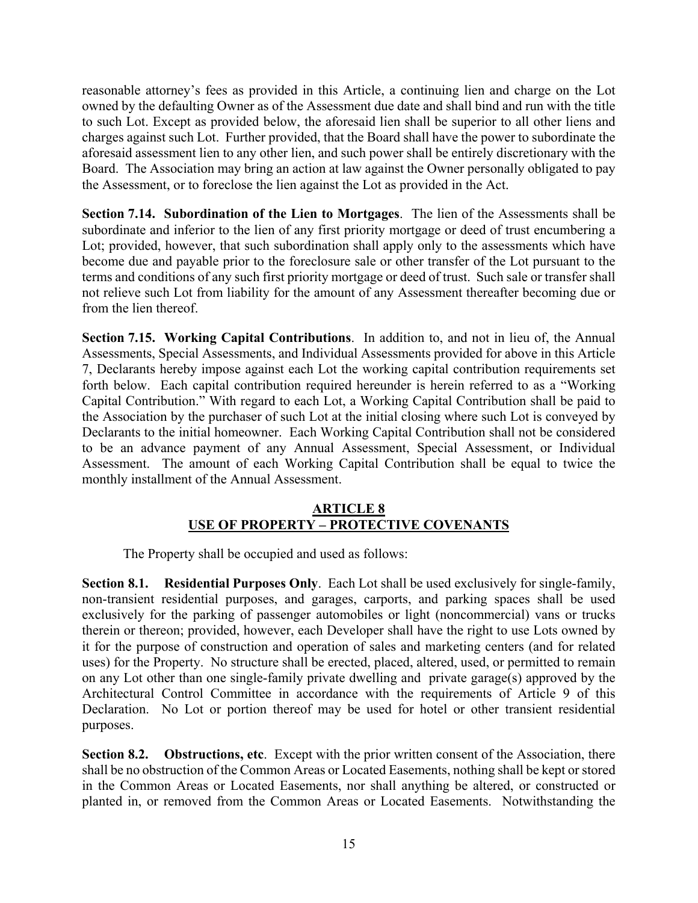reasonable attorney's fees as provided in this Article, a continuing lien and charge on the Lot owned by the defaulting Owner as of the Assessment due date and shall bind and run with the title to such Lot. Except as provided below, the aforesaid lien shall be superior to all other liens and charges against such Lot. Further provided, that the Board shall have the power to subordinate the aforesaid assessment lien to any other lien, and such power shall be entirely discretionary with the Board. The Association may bring an action at law against the Owner personally obligated to pay the Assessment, or to foreclose the lien against the Lot as provided in the Act.

**Section 7.14. Subordination of the Lien to Mortgages**. The lien of the Assessments shall be subordinate and inferior to the lien of any first priority mortgage or deed of trust encumbering a Lot; provided, however, that such subordination shall apply only to the assessments which have become due and payable prior to the foreclosure sale or other transfer of the Lot pursuant to the terms and conditions of any such first priority mortgage or deed of trust. Such sale or transfer shall not relieve such Lot from liability for the amount of any Assessment thereafter becoming due or from the lien thereof.

**Section 7.15. Working Capital Contributions**. In addition to, and not in lieu of, the Annual Assessments, Special Assessments, and Individual Assessments provided for above in this Article 7, Declarants hereby impose against each Lot the working capital contribution requirements set forth below. Each capital contribution required hereunder is herein referred to as a "Working Capital Contribution." With regard to each Lot, a Working Capital Contribution shall be paid to the Association by the purchaser of such Lot at the initial closing where such Lot is conveyed by Declarants to the initial homeowner. Each Working Capital Contribution shall not be considered to be an advance payment of any Annual Assessment, Special Assessment, or Individual Assessment. The amount of each Working Capital Contribution shall be equal to twice the monthly installment of the Annual Assessment.

## ARTICLE 8
## USE OF PROPERTY – PROTECTIVE COVENANTS

The Property shall be occupied and used as follows:

**Section 8.1. Residential Purposes Only**. Each Lot shall be used exclusively for single-family, non-transient residential purposes, and garages, carports, and parking spaces shall be used exclusively for the parking of passenger automobiles or light (noncommercial) vans or trucks therein or thereon; provided, however, each Developer shall have the right to use Lots owned by it for the purpose of construction and operation of sales and marketing centers (and for related uses) for the Property. No structure shall be erected, placed, altered, used, or permitted to remain on any Lot other than one single-family private dwelling and private garage(s) approved by the Architectural Control Committee in accordance with the requirements of Article 9 of this Declaration. No Lot or portion thereof may be used for hotel or other transient residential purposes.

**Section 8.2. Obstructions, etc**. Except with the prior written consent of the Association, there shall be no obstruction of the Common Areas or Located Easements, nothing shall be kept or stored in the Common Areas or Located Easements, nor shall anything be altered, or constructed or planted in, or removed from the Common Areas or Located Easements. Notwithstanding the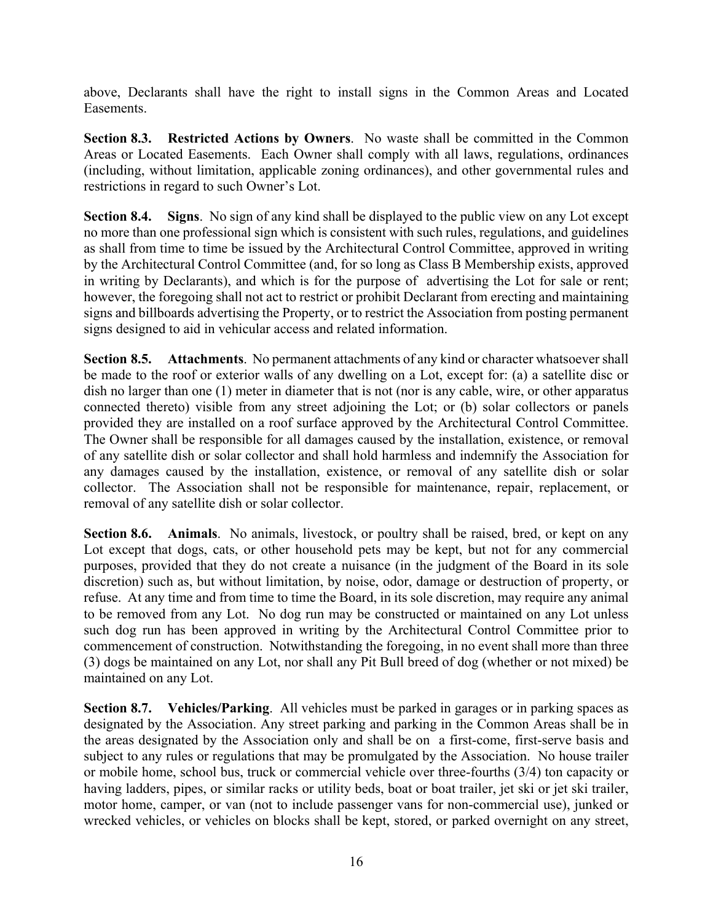above, Declarants shall have the right to install signs in the Common Areas and Located Easements.

**Section 8.3. Restricted Actions by Owners**. No waste shall be committed in the Common Areas or Located Easements. Each Owner shall comply with all laws, regulations, ordinances (including, without limitation, applicable zoning ordinances), and other governmental rules and restrictions in regard to such Owner's Lot.

**Section 8.4. Signs**. No sign of any kind shall be displayed to the public view on any Lot except no more than one professional sign which is consistent with such rules, regulations, and guidelines as shall from time to time be issued by the Architectural Control Committee, approved in writing by the Architectural Control Committee (and, for so long as Class B Membership exists, approved in writing by Declarants), and which is for the purpose of advertising the Lot for sale or rent; however, the foregoing shall not act to restrict or prohibit Declarant from erecting and maintaining signs and billboards advertising the Property, or to restrict the Association from posting permanent signs designed to aid in vehicular access and related information.

**Section 8.5. Attachments**. No permanent attachments of any kind or character whatsoever shall be made to the roof or exterior walls of any dwelling on a Lot, except for: (a) a satellite disc or dish no larger than one (1) meter in diameter that is not (nor is any cable, wire, or other apparatus connected thereto) visible from any street adjoining the Lot; or (b) solar collectors or panels provided they are installed on a roof surface approved by the Architectural Control Committee. The Owner shall be responsible for all damages caused by the installation, existence, or removal of any satellite dish or solar collector and shall hold harmless and indemnify the Association for any damages caused by the installation, existence, or removal of any satellite dish or solar collector. The Association shall not be responsible for maintenance, repair, replacement, or removal of any satellite dish or solar collector.

**Section 8.6. Animals**. No animals, livestock, or poultry shall be raised, bred, or kept on any Lot except that dogs, cats, or other household pets may be kept, but not for any commercial purposes, provided that they do not create a nuisance (in the judgment of the Board in its sole discretion) such as, but without limitation, by noise, odor, damage or destruction of property, or refuse. At any time and from time to time the Board, in its sole discretion, may require any animal to be removed from any Lot. No dog run may be constructed or maintained on any Lot unless such dog run has been approved in writing by the Architectural Control Committee prior to commencement of construction. Notwithstanding the foregoing, in no event shall more than three (3) dogs be maintained on any Lot, nor shall any Pit Bull breed of dog (whether or not mixed) be maintained on any Lot.

**Section 8.7. Vehicles/Parking**. All vehicles must be parked in garages or in parking spaces as designated by the Association. Any street parking and parking in the Common Areas shall be in the areas designated by the Association only and shall be on a first-come, first-serve basis and subject to any rules or regulations that may be promulgated by the Association. No house trailer or mobile home, school bus, truck or commercial vehicle over three-fourths (3/4) ton capacity or having ladders, pipes, or similar racks or utility beds, boat or boat trailer, jet ski or jet ski trailer, motor home, camper, or van (not to include passenger vans for non-commercial use), junked or wrecked vehicles, or vehicles on blocks shall be kept, stored, or parked overnight on any street,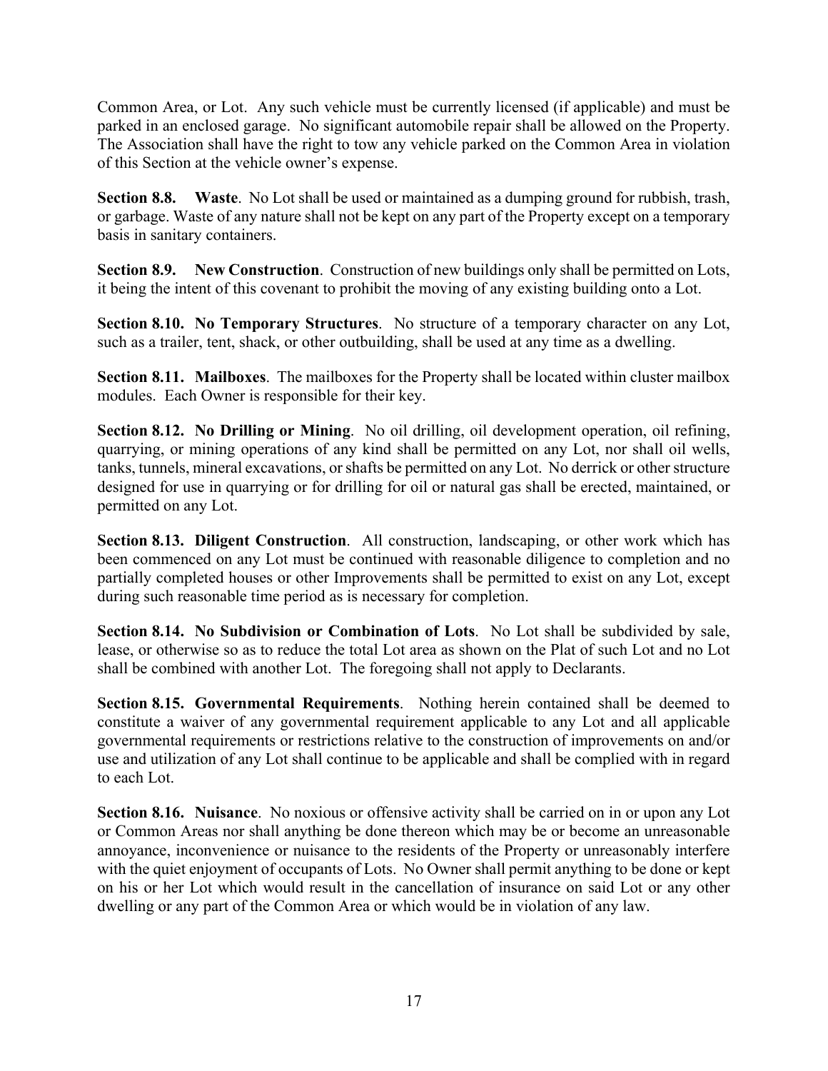Common Area, or Lot. Any such vehicle must be currently licensed (if applicable) and must be parked in an enclosed garage. No significant automobile repair shall be allowed on the Property. The Association shall have the right to tow any vehicle parked on the Common Area in violation of this Section at the vehicle owner's expense.

**Section 8.8. Waste**. No Lot shall be used or maintained as a dumping ground for rubbish, trash, or garbage. Waste of any nature shall not be kept on any part of the Property except on a temporary basis in sanitary containers.

**Section 8.9. New Construction**. Construction of new buildings only shall be permitted on Lots, it being the intent of this covenant to prohibit the moving of any existing building onto a Lot.

**Section 8.10. No Temporary Structures**. No structure of a temporary character on any Lot, such as a trailer, tent, shack, or other outbuilding, shall be used at any time as a dwelling.

**Section 8.11. Mailboxes**. The mailboxes for the Property shall be located within cluster mailbox modules. Each Owner is responsible for their key.

**Section 8.12. No Drilling or Mining**. No oil drilling, oil development operation, oil refining, quarrying, or mining operations of any kind shall be permitted on any Lot, nor shall oil wells, tanks, tunnels, mineral excavations, or shafts be permitted on any Lot. No derrick or other structure designed for use in quarrying or for drilling for oil or natural gas shall be erected, maintained, or permitted on any Lot.

**Section 8.13. Diligent Construction**. All construction, landscaping, or other work which has been commenced on any Lot must be continued with reasonable diligence to completion and no partially completed houses or other Improvements shall be permitted to exist on any Lot, except during such reasonable time period as is necessary for completion.

**Section 8.14. No Subdivision or Combination of Lots**. No Lot shall be subdivided by sale, lease, or otherwise so as to reduce the total Lot area as shown on the Plat of such Lot and no Lot shall be combined with another Lot. The foregoing shall not apply to Declarants.

**Section 8.15. Governmental Requirements**. Nothing herein contained shall be deemed to constitute a waiver of any governmental requirement applicable to any Lot and all applicable governmental requirements or restrictions relative to the construction of improvements on and/or use and utilization of any Lot shall continue to be applicable and shall be complied with in regard to each Lot.

**Section 8.16. Nuisance**. No noxious or offensive activity shall be carried on in or upon any Lot or Common Areas nor shall anything be done thereon which may be or become an unreasonable annoyance, inconvenience or nuisance to the residents of the Property or unreasonably interfere with the quiet enjoyment of occupants of Lots. No Owner shall permit anything to be done or kept on his or her Lot which would result in the cancellation of insurance on said Lot or any other dwelling or any part of the Common Area or which would be in violation of any law.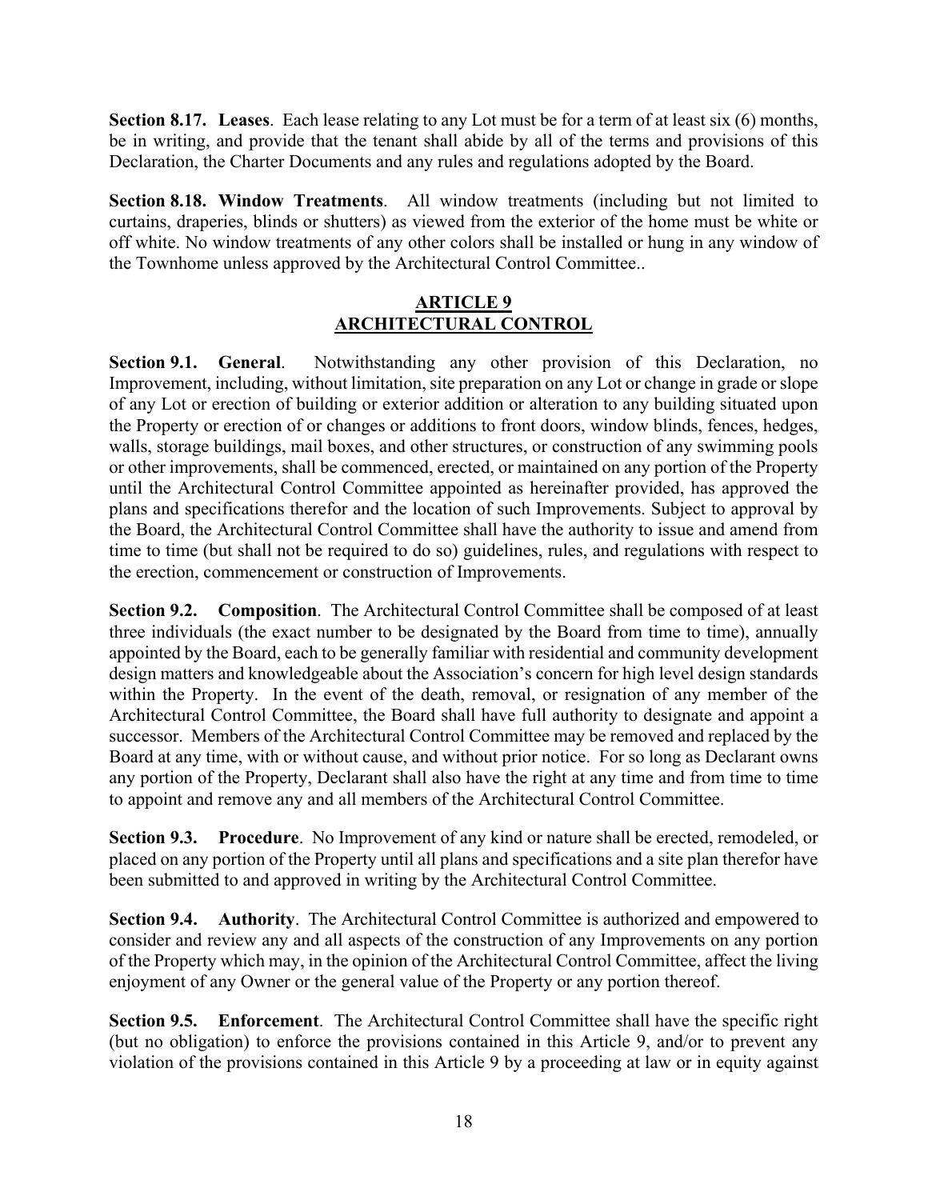**Section 8.17. Leases**. Each lease relating to any Lot must be for a term of at least six (6) months, be in writing, and provide that the tenant shall abide by all of the terms and provisions of this Declaration, the Charter Documents and any rules and regulations adopted by the Board.

**Section 8.18. Window Treatments**. All window treatments (including but not limited to curtains, draperies, blinds or shutters) as viewed from the exterior of the home must be white or off white. No window treatments of any other colors shall be installed or hung in any window of the Townhome unless approved by the Architectural Control Committee..

## ARTICLE 9
## ARCHITECTURAL CONTROL

**Section 9.1. General**. Notwithstanding any other provision of this Declaration, no Improvement, including, without limitation, site preparation on any Lot or change in grade or slope of any Lot or erection of building or exterior addition or alteration to any building situated upon the Property or erection of or changes or additions to front doors, window blinds, fences, hedges, walls, storage buildings, mail boxes, and other structures, or construction of any swimming pools or other improvements, shall be commenced, erected, or maintained on any portion of the Property until the Architectural Control Committee appointed as hereinafter provided, has approved the plans and specifications therefor and the location of such Improvements. Subject to approval by the Board, the Architectural Control Committee shall have the authority to issue and amend from time to time (but shall not be required to do so) guidelines, rules, and regulations with respect to the erection, commencement or construction of Improvements.

**Section 9.2. Composition**. The Architectural Control Committee shall be composed of at least three individuals (the exact number to be designated by the Board from time to time), annually appointed by the Board, each to be generally familiar with residential and community development design matters and knowledgeable about the Association's concern for high level design standards within the Property. In the event of the death, removal, or resignation of any member of the Architectural Control Committee, the Board shall have full authority to designate and appoint a successor. Members of the Architectural Control Committee may be removed and replaced by the Board at any time, with or without cause, and without prior notice. For so long as Declarant owns any portion of the Property, Declarant shall also have the right at any time and from time to time to appoint and remove any and all members of the Architectural Control Committee.

**Section 9.3. Procedure**. No Improvement of any kind or nature shall be erected, remodeled, or placed on any portion of the Property until all plans and specifications and a site plan therefor have been submitted to and approved in writing by the Architectural Control Committee.

**Section 9.4. Authority**. The Architectural Control Committee is authorized and empowered to consider and review any and all aspects of the construction of any Improvements on any portion of the Property which may, in the opinion of the Architectural Control Committee, affect the living enjoyment of any Owner or the general value of the Property or any portion thereof.

**Section 9.5. Enforcement**. The Architectural Control Committee shall have the specific right (but no obligation) to enforce the provisions contained in this Article 9, and/or to prevent any violation of the provisions contained in this Article 9 by a proceeding at law or in equity against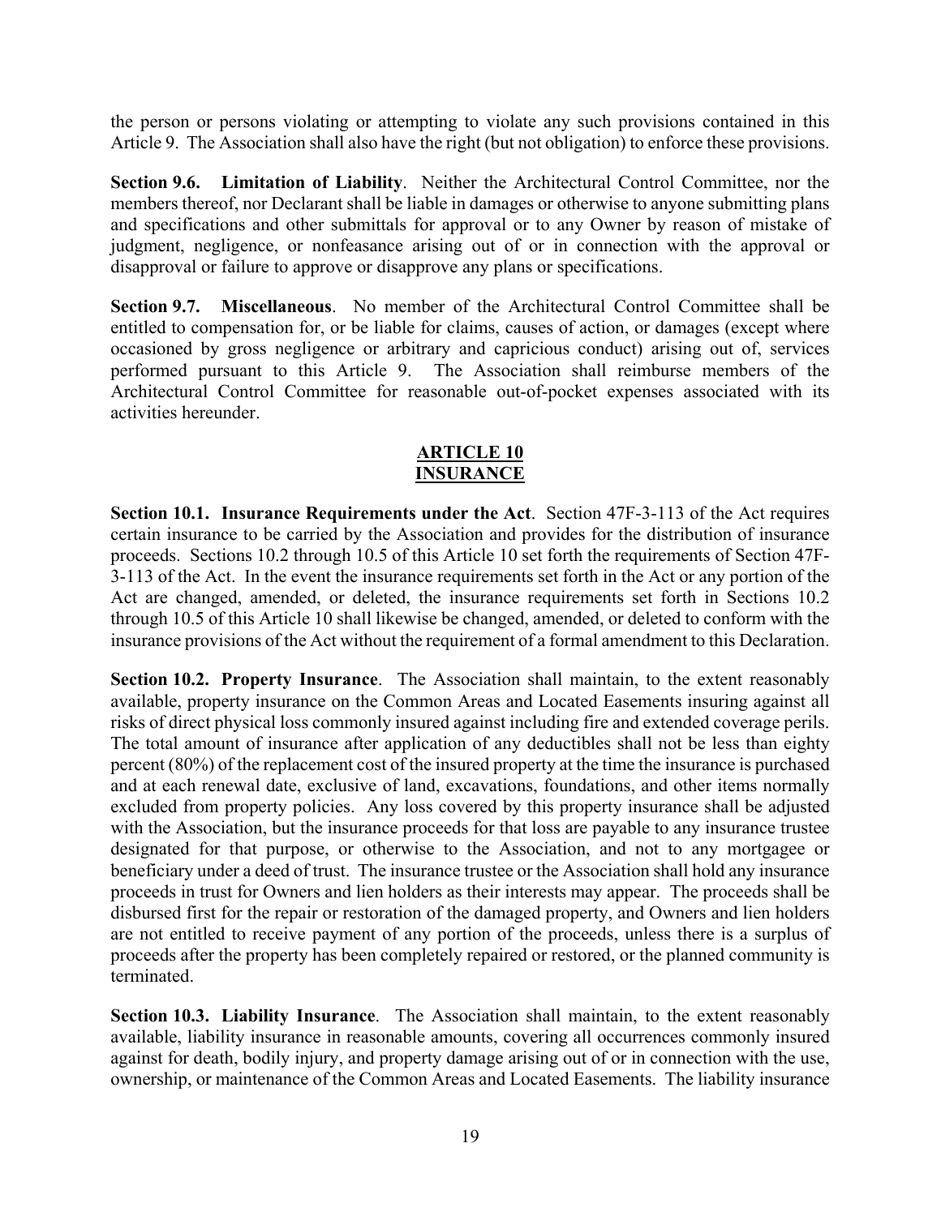the person or persons violating or attempting to violate any such provisions contained in this Article 9. The Association shall also have the right (but not obligation) to enforce these provisions.

**Section 9.6. Limitation of Liability**. Neither the Architectural Control Committee, nor the members thereof, nor Declarant shall be liable in damages or otherwise to anyone submitting plans and specifications and other submittals for approval or to any Owner by reason of mistake of judgment, negligence, or nonfeasance arising out of or in connection with the approval or disapproval or failure to approve or disapprove any plans or specifications.

**Section 9.7. Miscellaneous**. No member of the Architectural Control Committee shall be entitled to compensation for, or be liable for claims, causes of action, or damages (except where occasioned by gross negligence or arbitrary and capricious conduct) arising out of, services performed pursuant to this Article 9. The Association shall reimburse members of the Architectural Control Committee for reasonable out-of-pocket expenses associated with its activities hereunder.

## ARTICLE 10
## INSURANCE

**Section 10.1. Insurance Requirements under the Act**. Section 47F-3-113 of the Act requires certain insurance to be carried by the Association and provides for the distribution of insurance proceeds. Sections 10.2 through 10.5 of this Article 10 set forth the requirements of Section 47F-3-113 of the Act. In the event the insurance requirements set forth in the Act or any portion of the Act are changed, amended, or deleted, the insurance requirements set forth in Sections 10.2 through 10.5 of this Article 10 shall likewise be changed, amended, or deleted to conform with the insurance provisions of the Act without the requirement of a formal amendment to this Declaration.

**Section 10.2. Property Insurance**. The Association shall maintain, to the extent reasonably available, property insurance on the Common Areas and Located Easements insuring against all risks of direct physical loss commonly insured against including fire and extended coverage perils. The total amount of insurance after application of any deductibles shall not be less than eighty percent (80%) of the replacement cost of the insured property at the time the insurance is purchased and at each renewal date, exclusive of land, excavations, foundations, and other items normally excluded from property policies. Any loss covered by this property insurance shall be adjusted with the Association, but the insurance proceeds for that loss are payable to any insurance trustee designated for that purpose, or otherwise to the Association, and not to any mortgagee or beneficiary under a deed of trust. The insurance trustee or the Association shall hold any insurance proceeds in trust for Owners and lien holders as their interests may appear. The proceeds shall be disbursed first for the repair or restoration of the damaged property, and Owners and lien holders are not entitled to receive payment of any portion of the proceeds, unless there is a surplus of proceeds after the property has been completely repaired or restored, or the planned community is terminated.

**Section 10.3. Liability Insurance**. The Association shall maintain, to the extent reasonably available, liability insurance in reasonable amounts, covering all occurrences commonly insured against for death, bodily injury, and property damage arising out of or in connection with the use, ownership, or maintenance of the Common Areas and Located Easements. The liability insurance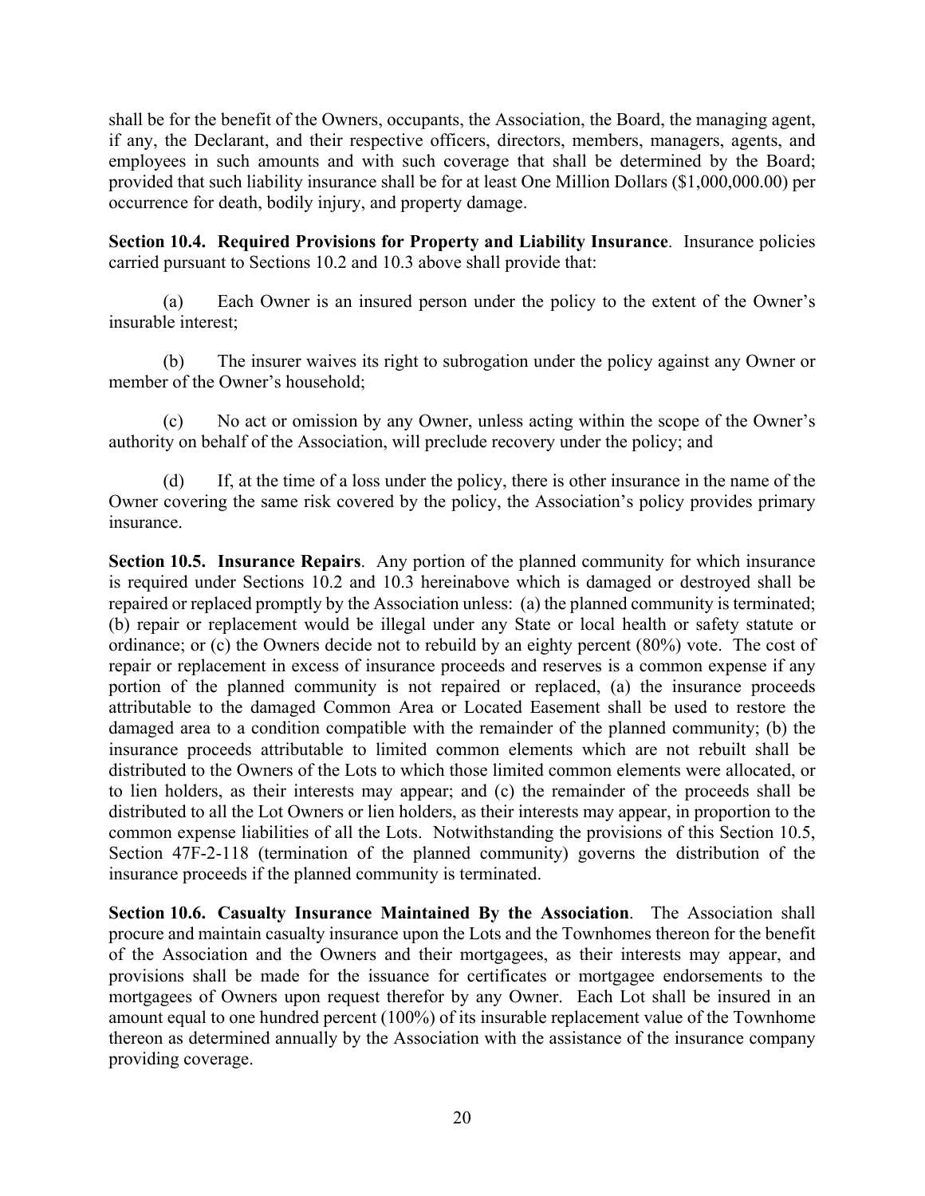shall be for the benefit of the Owners, occupants, the Association, the Board, the managing agent, if any, the Declarant, and their respective officers, directors, members, managers, agents, and employees in such amounts and with such coverage that shall be determined by the Board; provided that such liability insurance shall be for at least One Million Dollars ($1,000,000.00) per occurrence for death, bodily injury, and property damage.

**Section 10.4. Required Provisions for Property and Liability Insurance**. Insurance policies carried pursuant to Sections 10.2 and 10.3 above shall provide that:

(a) Each Owner is an insured person under the policy to the extent of the Owner's insurable interest;

(b) The insurer waives its right to subrogation under the policy against any Owner or member of the Owner's household;

(c) No act or omission by any Owner, unless acting within the scope of the Owner's authority on behalf of the Association, will preclude recovery under the policy; and

(d) If, at the time of a loss under the policy, there is other insurance in the name of the Owner covering the same risk covered by the policy, the Association's policy provides primary insurance.

**Section 10.5. Insurance Repairs**. Any portion of the planned community for which insurance is required under Sections 10.2 and 10.3 hereinabove which is damaged or destroyed shall be repaired or replaced promptly by the Association unless: (a) the planned community is terminated; (b) repair or replacement would be illegal under any State or local health or safety statute or ordinance; or (c) the Owners decide not to rebuild by an eighty percent (80%) vote. The cost of repair or replacement in excess of insurance proceeds and reserves is a common expense if any portion of the planned community is not repaired or replaced, (a) the insurance proceeds attributable to the damaged Common Area or Located Easement shall be used to restore the damaged area to a condition compatible with the remainder of the planned community; (b) the insurance proceeds attributable to limited common elements which are not rebuilt shall be distributed to the Owners of the Lots to which those limited common elements were allocated, or to lien holders, as their interests may appear; and (c) the remainder of the proceeds shall be distributed to all the Lot Owners or lien holders, as their interests may appear, in proportion to the common expense liabilities of all the Lots. Notwithstanding the provisions of this Section 10.5, Section 47F-2-118 (termination of the planned community) governs the distribution of the insurance proceeds if the planned community is terminated.

**Section 10.6. Casualty Insurance Maintained By the Association**. The Association shall procure and maintain casualty insurance upon the Lots and the Townhomes thereon for the benefit of the Association and the Owners and their mortgagees, as their interests may appear, and provisions shall be made for the issuance for certificates or mortgagee endorsements to the mortgagees of Owners upon request therefor by any Owner. Each Lot shall be insured in an amount equal to one hundred percent (100%) of its insurable replacement value of the Townhome thereon as determined annually by the Association with the assistance of the insurance company providing coverage.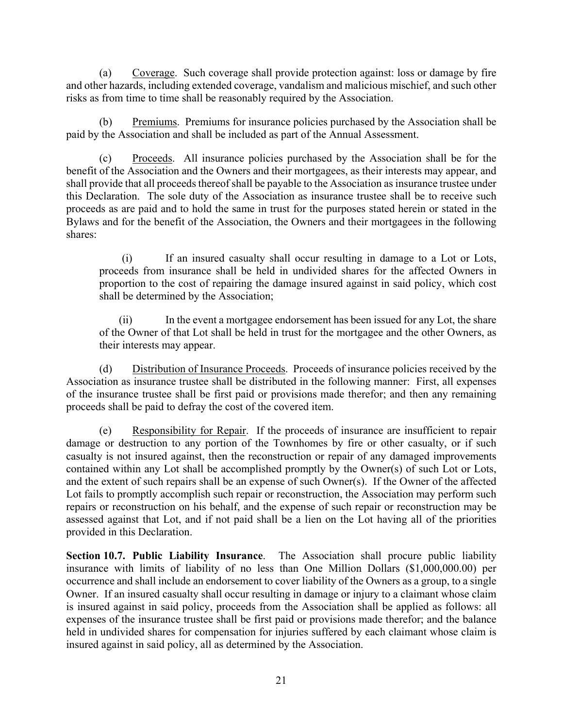(a) Coverage. Such coverage shall provide protection against: loss or damage by fire and other hazards, including extended coverage, vandalism and malicious mischief, and such other risks as from time to time shall be reasonably required by the Association.

(b) Premiums. Premiums for insurance policies purchased by the Association shall be paid by the Association and shall be included as part of the Annual Assessment.

(c) Proceeds. All insurance policies purchased by the Association shall be for the benefit of the Association and the Owners and their mortgagees, as their interests may appear, and shall provide that all proceeds thereof shall be payable to the Association as insurance trustee under this Declaration. The sole duty of the Association as insurance trustee shall be to receive such proceeds as are paid and to hold the same in trust for the purposes stated herein or stated in the Bylaws and for the benefit of the Association, the Owners and their mortgagees in the following shares:

> (i) If an insured casualty shall occur resulting in damage to a Lot or Lots, proceeds from insurance shall be held in undivided shares for the affected Owners in proportion to the cost of repairing the damage insured against in said policy, which cost shall be determined by the Association;
>
> (ii) In the event a mortgagee endorsement has been issued for any Lot, the share of the Owner of that Lot shall be held in trust for the mortgagee and the other Owners, as their interests may appear.

(d) Distribution of Insurance Proceeds. Proceeds of insurance policies received by the Association as insurance trustee shall be distributed in the following manner: First, all expenses of the insurance trustee shall be first paid or provisions made therefor; and then any remaining proceeds shall be paid to defray the cost of the covered item.

(e) Responsibility for Repair. If the proceeds of insurance are insufficient to repair damage or destruction to any portion of the Townhomes by fire or other casualty, or if such casualty is not insured against, then the reconstruction or repair of any damaged improvements contained within any Lot shall be accomplished promptly by the Owner(s) of such Lot or Lots, and the extent of such repairs shall be an expense of such Owner(s). If the Owner of the affected Lot fails to promptly accomplish such repair or reconstruction, the Association may perform such repairs or reconstruction on his behalf, and the expense of such repair or reconstruction may be assessed against that Lot, and if not paid shall be a lien on the Lot having all of the priorities provided in this Declaration.

**Section 10.7. Public Liability Insurance**. The Association shall procure public liability insurance with limits of liability of no less than One Million Dollars ($1,000,000.00) per occurrence and shall include an endorsement to cover liability of the Owners as a group, to a single Owner. If an insured casualty shall occur resulting in damage or injury to a claimant whose claim is insured against in said policy, proceeds from the Association shall be applied as follows: all expenses of the insurance trustee shall be first paid or provisions made therefor; and the balance held in undivided shares for compensation for injuries suffered by each claimant whose claim is insured against in said policy, all as determined by the Association.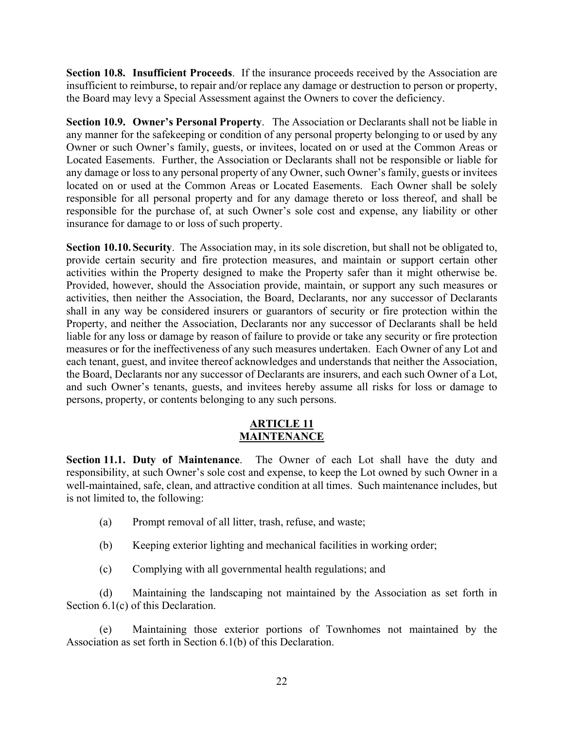**Section 10.8. Insufficient Proceeds**. If the insurance proceeds received by the Association are insufficient to reimburse, to repair and/or replace any damage or destruction to person or property, the Board may levy a Special Assessment against the Owners to cover the deficiency.

**Section 10.9. Owner's Personal Property**. The Association or Declarants shall not be liable in any manner for the safekeeping or condition of any personal property belonging to or used by any Owner or such Owner's family, guests, or invitees, located on or used at the Common Areas or Located Easements. Further, the Association or Declarants shall not be responsible or liable for any damage or loss to any personal property of any Owner, such Owner's family, guests or invitees located on or used at the Common Areas or Located Easements. Each Owner shall be solely responsible for all personal property and for any damage thereto or loss thereof, and shall be responsible for the purchase of, at such Owner's sole cost and expense, any liability or other insurance for damage to or loss of such property.

**Section 10.10. Security**. The Association may, in its sole discretion, but shall not be obligated to, provide certain security and fire protection measures, and maintain or support certain other activities within the Property designed to make the Property safer than it might otherwise be. Provided, however, should the Association provide, maintain, or support any such measures or activities, then neither the Association, the Board, Declarants, nor any successor of Declarants shall in any way be considered insurers or guarantors of security or fire protection within the Property, and neither the Association, Declarants nor any successor of Declarants shall be held liable for any loss or damage by reason of failure to provide or take any security or fire protection measures or for the ineffectiveness of any such measures undertaken. Each Owner of any Lot and each tenant, guest, and invitee thereof acknowledges and understands that neither the Association, the Board, Declarants nor any successor of Declarants are insurers, and each such Owner of a Lot, and such Owner's tenants, guests, and invitees hereby assume all risks for loss or damage to persons, property, or contents belonging to any such persons.

## ARTICLE 11
## MAINTENANCE

**Section 11.1. Duty of Maintenance**. The Owner of each Lot shall have the duty and responsibility, at such Owner's sole cost and expense, to keep the Lot owned by such Owner in a well-maintained, safe, clean, and attractive condition at all times. Such maintenance includes, but is not limited to, the following:

(a) Prompt removal of all litter, trash, refuse, and waste;

(b) Keeping exterior lighting and mechanical facilities in working order;

(c) Complying with all governmental health regulations; and

(d) Maintaining the landscaping not maintained by the Association as set forth in Section 6.1(c) of this Declaration.

(e) Maintaining those exterior portions of Townhomes not maintained by the Association as set forth in Section 6.1(b) of this Declaration.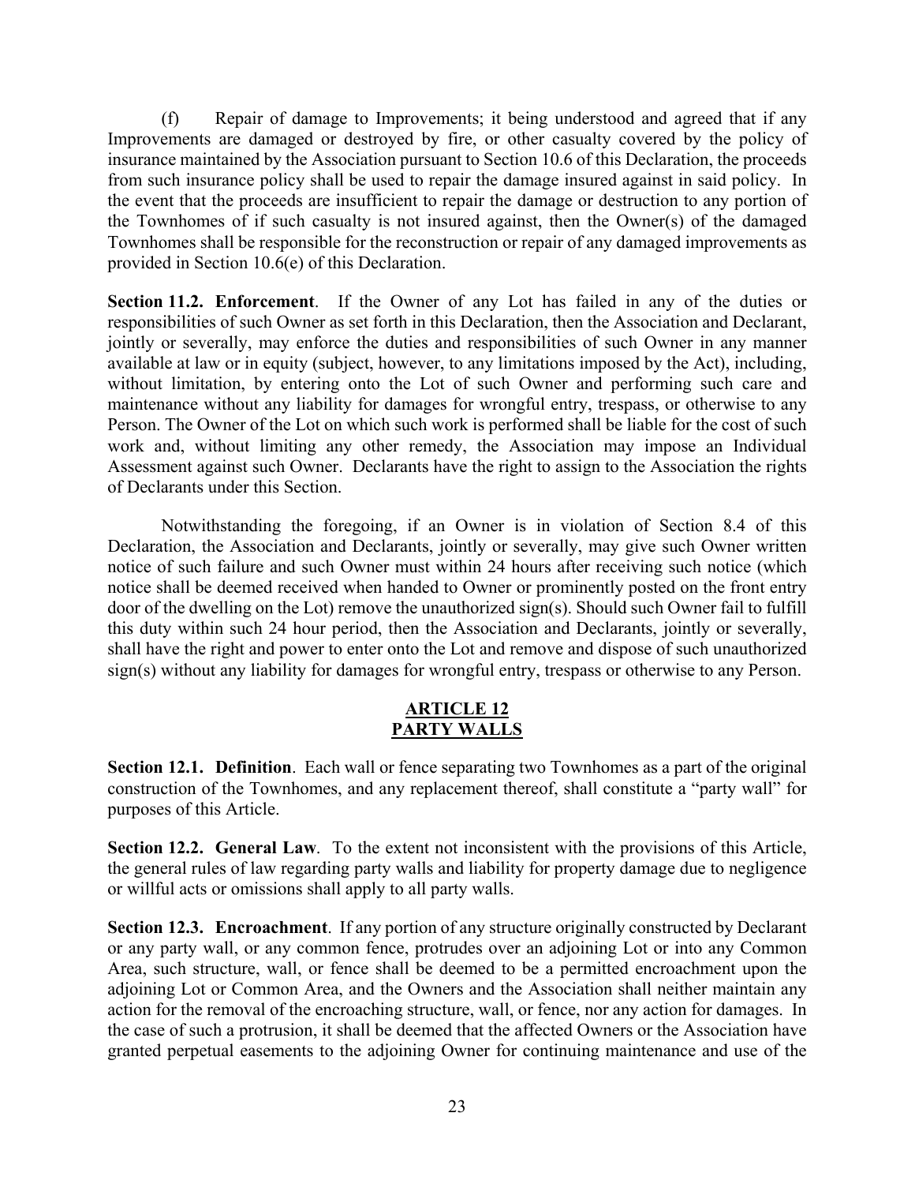(f) Repair of damage to Improvements; it being understood and agreed that if any Improvements are damaged or destroyed by fire, or other casualty covered by the policy of insurance maintained by the Association pursuant to Section 10.6 of this Declaration, the proceeds from such insurance policy shall be used to repair the damage insured against in said policy. In the event that the proceeds are insufficient to repair the damage or destruction to any portion of the Townhomes of if such casualty is not insured against, then the Owner(s) of the damaged Townhomes shall be responsible for the reconstruction or repair of any damaged improvements as provided in Section 10.6(e) of this Declaration.

**Section 11.2. Enforcement**. If the Owner of any Lot has failed in any of the duties or responsibilities of such Owner as set forth in this Declaration, then the Association and Declarant, jointly or severally, may enforce the duties and responsibilities of such Owner in any manner available at law or in equity (subject, however, to any limitations imposed by the Act), including, without limitation, by entering onto the Lot of such Owner and performing such care and maintenance without any liability for damages for wrongful entry, trespass, or otherwise to any Person. The Owner of the Lot on which such work is performed shall be liable for the cost of such work and, without limiting any other remedy, the Association may impose an Individual Assessment against such Owner. Declarants have the right to assign to the Association the rights of Declarants under this Section.

Notwithstanding the foregoing, if an Owner is in violation of Section 8.4 of this Declaration, the Association and Declarants, jointly or severally, may give such Owner written notice of such failure and such Owner must within 24 hours after receiving such notice (which notice shall be deemed received when handed to Owner or prominently posted on the front entry door of the dwelling on the Lot) remove the unauthorized sign(s). Should such Owner fail to fulfill this duty within such 24 hour period, then the Association and Declarants, jointly or severally, shall have the right and power to enter onto the Lot and remove and dispose of such unauthorized sign(s) without any liability for damages for wrongful entry, trespass or otherwise to any Person.

## ARTICLE 12
## PARTY WALLS

**Section 12.1. Definition**. Each wall or fence separating two Townhomes as a part of the original construction of the Townhomes, and any replacement thereof, shall constitute a "party wall" for purposes of this Article.

**Section 12.2. General Law**. To the extent not inconsistent with the provisions of this Article, the general rules of law regarding party walls and liability for property damage due to negligence or willful acts or omissions shall apply to all party walls.

**Section 12.3. Encroachment**. If any portion of any structure originally constructed by Declarant or any party wall, or any common fence, protrudes over an adjoining Lot or into any Common Area, such structure, wall, or fence shall be deemed to be a permitted encroachment upon the adjoining Lot or Common Area, and the Owners and the Association shall neither maintain any action for the removal of the encroaching structure, wall, or fence, nor any action for damages. In the case of such a protrusion, it shall be deemed that the affected Owners or the Association have granted perpetual easements to the adjoining Owner for continuing maintenance and use of the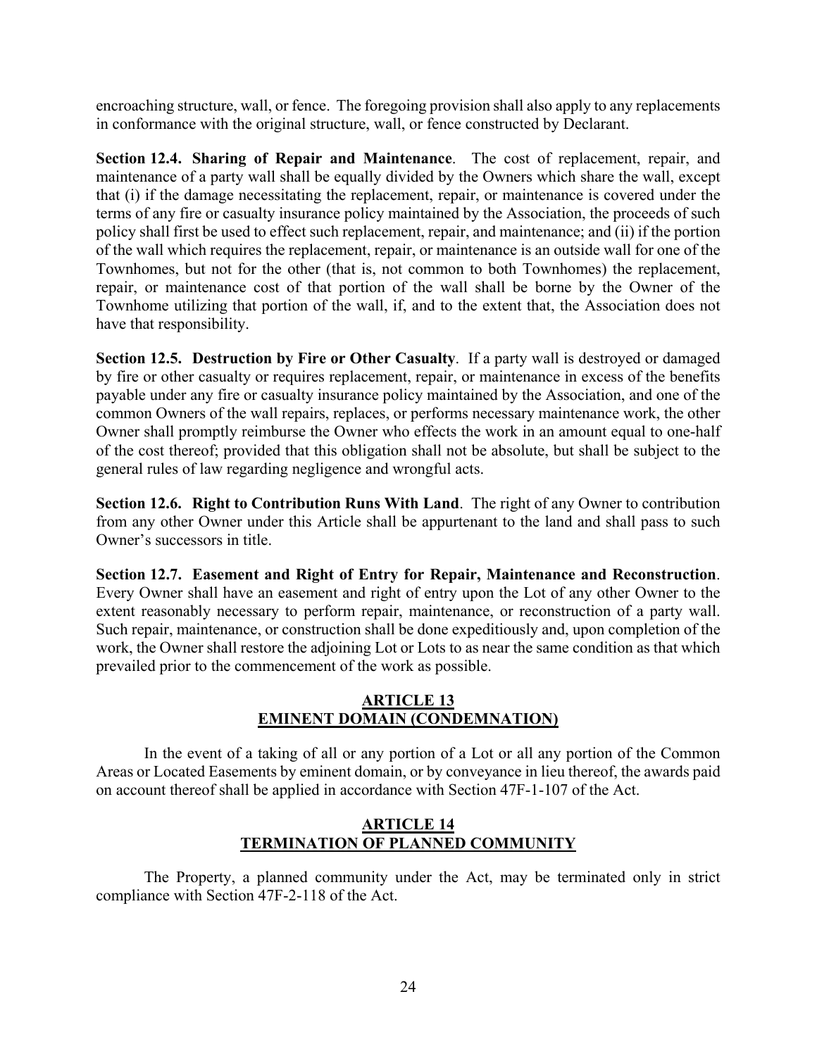encroaching structure, wall, or fence. The foregoing provision shall also apply to any replacements in conformance with the original structure, wall, or fence constructed by Declarant.

**Section 12.4. Sharing of Repair and Maintenance**. The cost of replacement, repair, and maintenance of a party wall shall be equally divided by the Owners which share the wall, except that (i) if the damage necessitating the replacement, repair, or maintenance is covered under the terms of any fire or casualty insurance policy maintained by the Association, the proceeds of such policy shall first be used to effect such replacement, repair, and maintenance; and (ii) if the portion of the wall which requires the replacement, repair, or maintenance is an outside wall for one of the Townhomes, but not for the other (that is, not common to both Townhomes) the replacement, repair, or maintenance cost of that portion of the wall shall be borne by the Owner of the Townhome utilizing that portion of the wall, if, and to the extent that, the Association does not have that responsibility.

**Section 12.5. Destruction by Fire or Other Casualty**. If a party wall is destroyed or damaged by fire or other casualty or requires replacement, repair, or maintenance in excess of the benefits payable under any fire or casualty insurance policy maintained by the Association, and one of the common Owners of the wall repairs, replaces, or performs necessary maintenance work, the other Owner shall promptly reimburse the Owner who effects the work in an amount equal to one-half of the cost thereof; provided that this obligation shall not be absolute, but shall be subject to the general rules of law regarding negligence and wrongful acts.

**Section 12.6. Right to Contribution Runs With Land**. The right of any Owner to contribution from any other Owner under this Article shall be appurtenant to the land and shall pass to such Owner's successors in title.

**Section 12.7. Easement and Right of Entry for Repair, Maintenance and Reconstruction**. Every Owner shall have an easement and right of entry upon the Lot of any other Owner to the extent reasonably necessary to perform repair, maintenance, or reconstruction of a party wall. Such repair, maintenance, or construction shall be done expeditiously and, upon completion of the work, the Owner shall restore the adjoining Lot or Lots to as near the same condition as that which prevailed prior to the commencement of the work as possible.

## ARTICLE 13
## EMINENT DOMAIN (CONDEMNATION)

In the event of a taking of all or any portion of a Lot or all any portion of the Common Areas or Located Easements by eminent domain, or by conveyance in lieu thereof, the awards paid on account thereof shall be applied in accordance with Section 47F-1-107 of the Act.

## ARTICLE 14
## TERMINATION OF PLANNED COMMUNITY

The Property, a planned community under the Act, may be terminated only in strict compliance with Section 47F-2-118 of the Act.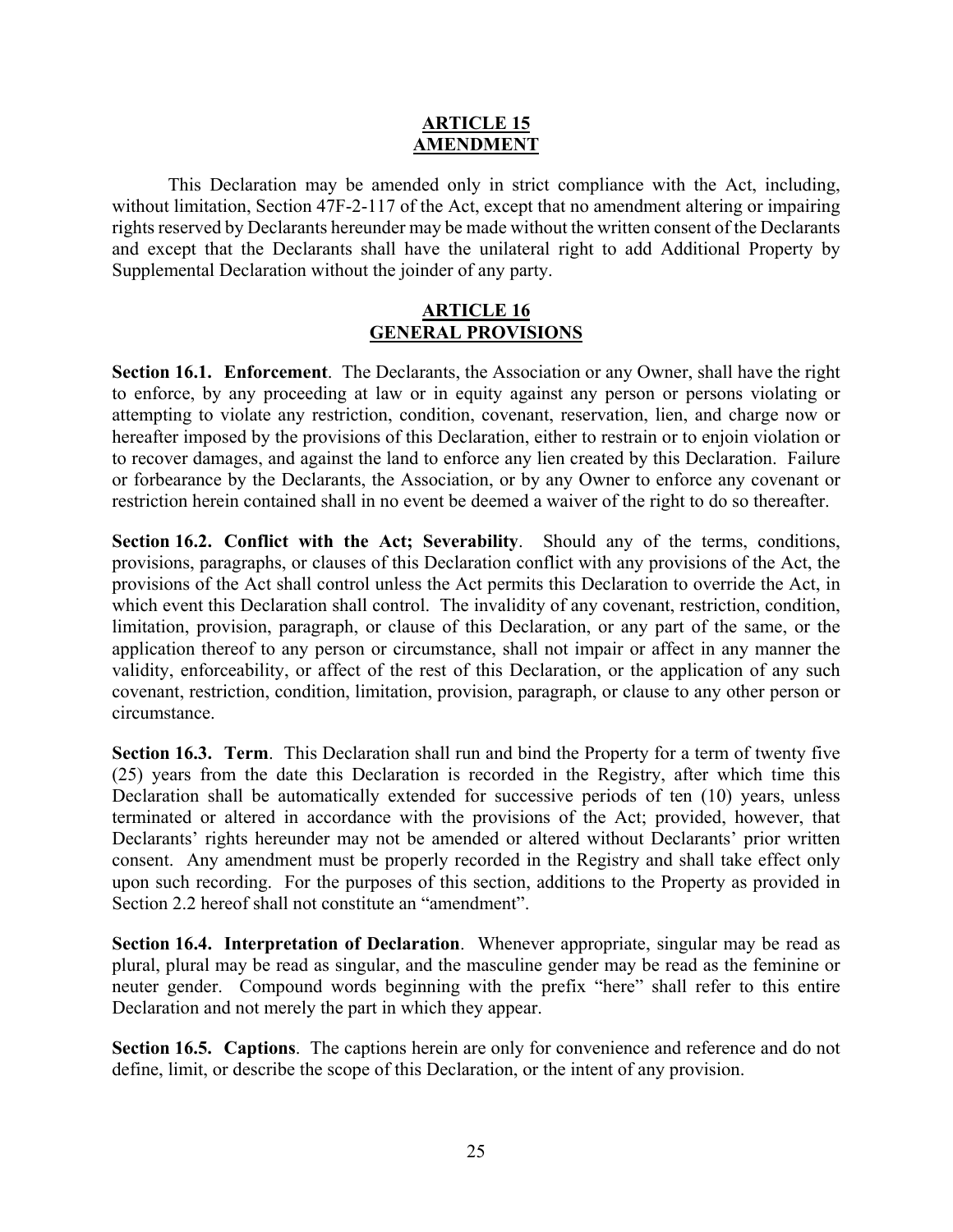## ARTICLE 15
## AMENDMENT

This Declaration may be amended only in strict compliance with the Act, including, without limitation, Section 47F-2-117 of the Act, except that no amendment altering or impairing rights reserved by Declarants hereunder may be made without the written consent of the Declarants and except that the Declarants shall have the unilateral right to add Additional Property by Supplemental Declaration without the joinder of any party.

## ARTICLE 16
## GENERAL PROVISIONS

**Section 16.1. Enforcement**. The Declarants, the Association or any Owner, shall have the right to enforce, by any proceeding at law or in equity against any person or persons violating or attempting to violate any restriction, condition, covenant, reservation, lien, and charge now or hereafter imposed by the provisions of this Declaration, either to restrain or to enjoin violation or to recover damages, and against the land to enforce any lien created by this Declaration. Failure or forbearance by the Declarants, the Association, or by any Owner to enforce any covenant or restriction herein contained shall in no event be deemed a waiver of the right to do so thereafter.

**Section 16.2. Conflict with the Act; Severability**. Should any of the terms, conditions, provisions, paragraphs, or clauses of this Declaration conflict with any provisions of the Act, the provisions of the Act shall control unless the Act permits this Declaration to override the Act, in which event this Declaration shall control. The invalidity of any covenant, restriction, condition, limitation, provision, paragraph, or clause of this Declaration, or any part of the same, or the application thereof to any person or circumstance, shall not impair or affect in any manner the validity, enforceability, or affect of the rest of this Declaration, or the application of any such covenant, restriction, condition, limitation, provision, paragraph, or clause to any other person or circumstance.

**Section 16.3. Term**. This Declaration shall run and bind the Property for a term of twenty five (25) years from the date this Declaration is recorded in the Registry, after which time this Declaration shall be automatically extended for successive periods of ten (10) years, unless terminated or altered in accordance with the provisions of the Act; provided, however, that Declarants' rights hereunder may not be amended or altered without Declarants' prior written consent. Any amendment must be properly recorded in the Registry and shall take effect only upon such recording. For the purposes of this section, additions to the Property as provided in Section 2.2 hereof shall not constitute an "amendment".

**Section 16.4. Interpretation of Declaration**. Whenever appropriate, singular may be read as plural, plural may be read as singular, and the masculine gender may be read as the feminine or neuter gender. Compound words beginning with the prefix "here" shall refer to this entire Declaration and not merely the part in which they appear.

**Section 16.5. Captions**. The captions herein are only for convenience and reference and do not define, limit, or describe the scope of this Declaration, or the intent of any provision.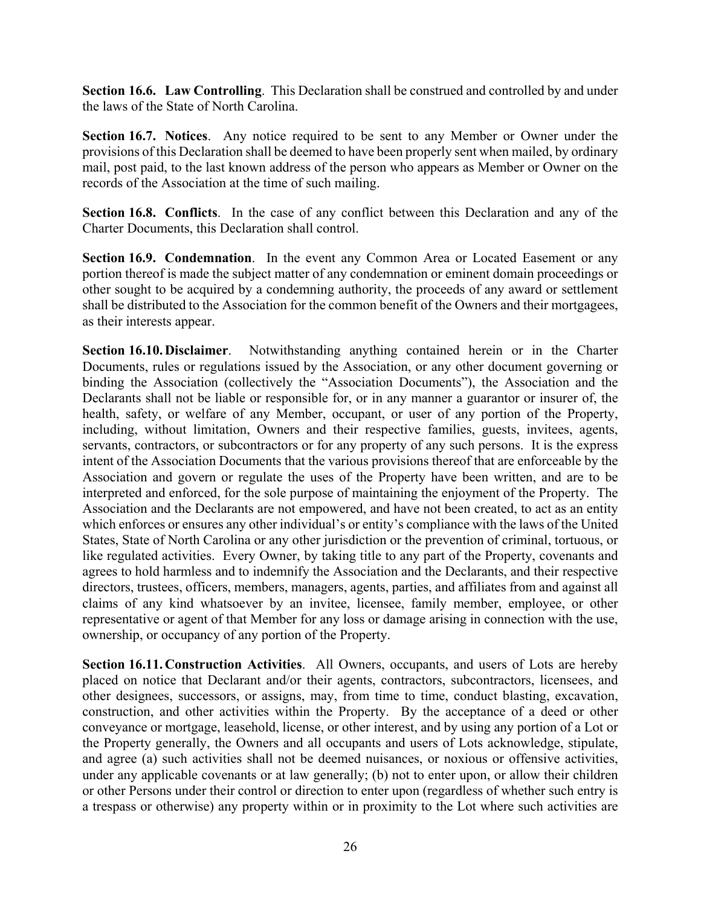**Section 16.6. Law Controlling**. This Declaration shall be construed and controlled by and under the laws of the State of North Carolina.

**Section 16.7. Notices**. Any notice required to be sent to any Member or Owner under the provisions of this Declaration shall be deemed to have been properly sent when mailed, by ordinary mail, post paid, to the last known address of the person who appears as Member or Owner on the records of the Association at the time of such mailing.

**Section 16.8. Conflicts**. In the case of any conflict between this Declaration and any of the Charter Documents, this Declaration shall control.

**Section 16.9. Condemnation**. In the event any Common Area or Located Easement or any portion thereof is made the subject matter of any condemnation or eminent domain proceedings or other sought to be acquired by a condemning authority, the proceeds of any award or settlement shall be distributed to the Association for the common benefit of the Owners and their mortgagees, as their interests appear.

**Section 16.10. Disclaimer**. Notwithstanding anything contained herein or in the Charter Documents, rules or regulations issued by the Association, or any other document governing or binding the Association (collectively the "Association Documents"), the Association and the Declarants shall not be liable or responsible for, or in any manner a guarantor or insurer of, the health, safety, or welfare of any Member, occupant, or user of any portion of the Property, including, without limitation, Owners and their respective families, guests, invitees, agents, servants, contractors, or subcontractors or for any property of any such persons. It is the express intent of the Association Documents that the various provisions thereof that are enforceable by the Association and govern or regulate the uses of the Property have been written, and are to be interpreted and enforced, for the sole purpose of maintaining the enjoyment of the Property. The Association and the Declarants are not empowered, and have not been created, to act as an entity which enforces or ensures any other individual's or entity's compliance with the laws of the United States, State of North Carolina or any other jurisdiction or the prevention of criminal, tortuous, or like regulated activities. Every Owner, by taking title to any part of the Property, covenants and agrees to hold harmless and to indemnify the Association and the Declarants, and their respective directors, trustees, officers, members, managers, agents, parties, and affiliates from and against all claims of any kind whatsoever by an invitee, licensee, family member, employee, or other representative or agent of that Member for any loss or damage arising in connection with the use, ownership, or occupancy of any portion of the Property.

**Section 16.11. Construction Activities**. All Owners, occupants, and users of Lots are hereby placed on notice that Declarant and/or their agents, contractors, subcontractors, licensees, and other designees, successors, or assigns, may, from time to time, conduct blasting, excavation, construction, and other activities within the Property. By the acceptance of a deed or other conveyance or mortgage, leasehold, license, or other interest, and by using any portion of a Lot or the Property generally, the Owners and all occupants and users of Lots acknowledge, stipulate, and agree (a) such activities shall not be deemed nuisances, or noxious or offensive activities, under any applicable covenants or at law generally; (b) not to enter upon, or allow their children or other Persons under their control or direction to enter upon (regardless of whether such entry is a trespass or otherwise) any property within or in proximity to the Lot where such activities are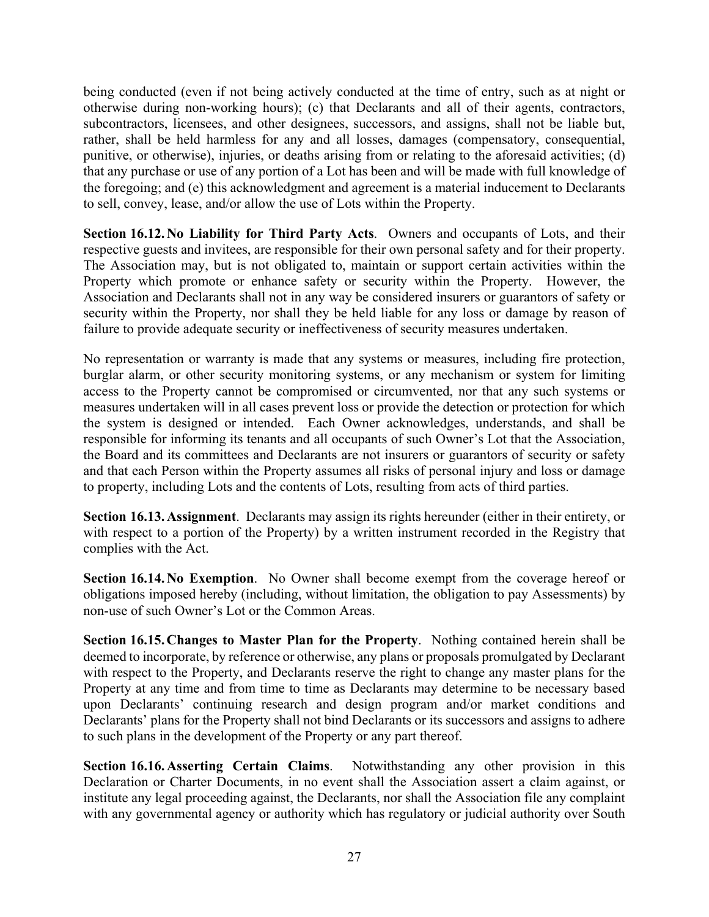being conducted (even if not being actively conducted at the time of entry, such as at night or otherwise during non-working hours); (c) that Declarants and all of their agents, contractors, subcontractors, licensees, and other designees, successors, and assigns, shall not be liable but, rather, shall be held harmless for any and all losses, damages (compensatory, consequential, punitive, or otherwise), injuries, or deaths arising from or relating to the aforesaid activities; (d) that any purchase or use of any portion of a Lot has been and will be made with full knowledge of the foregoing; and (e) this acknowledgment and agreement is a material inducement to Declarants to sell, convey, lease, and/or allow the use of Lots within the Property.

**Section 16.12. No Liability for Third Party Acts**. Owners and occupants of Lots, and their respective guests and invitees, are responsible for their own personal safety and for their property. The Association may, but is not obligated to, maintain or support certain activities within the Property which promote or enhance safety or security within the Property. However, the Association and Declarants shall not in any way be considered insurers or guarantors of safety or security within the Property, nor shall they be held liable for any loss or damage by reason of failure to provide adequate security or ineffectiveness of security measures undertaken.

No representation or warranty is made that any systems or measures, including fire protection, burglar alarm, or other security monitoring systems, or any mechanism or system for limiting access to the Property cannot be compromised or circumvented, nor that any such systems or measures undertaken will in all cases prevent loss or provide the detection or protection for which the system is designed or intended. Each Owner acknowledges, understands, and shall be responsible for informing its tenants and all occupants of such Owner's Lot that the Association, the Board and its committees and Declarants are not insurers or guarantors of security or safety and that each Person within the Property assumes all risks of personal injury and loss or damage to property, including Lots and the contents of Lots, resulting from acts of third parties.

**Section 16.13. Assignment**. Declarants may assign its rights hereunder (either in their entirety, or with respect to a portion of the Property) by a written instrument recorded in the Registry that complies with the Act.

**Section 16.14. No Exemption**. No Owner shall become exempt from the coverage hereof or obligations imposed hereby (including, without limitation, the obligation to pay Assessments) by non-use of such Owner's Lot or the Common Areas.

**Section 16.15. Changes to Master Plan for the Property**. Nothing contained herein shall be deemed to incorporate, by reference or otherwise, any plans or proposals promulgated by Declarant with respect to the Property, and Declarants reserve the right to change any master plans for the Property at any time and from time to time as Declarants may determine to be necessary based upon Declarants' continuing research and design program and/or market conditions and Declarants' plans for the Property shall not bind Declarants or its successors and assigns to adhere to such plans in the development of the Property or any part thereof.

**Section 16.16. Asserting Certain Claims**. Notwithstanding any other provision in this Declaration or Charter Documents, in no event shall the Association assert a claim against, or institute any legal proceeding against, the Declarants, nor shall the Association file any complaint with any governmental agency or authority which has regulatory or judicial authority over South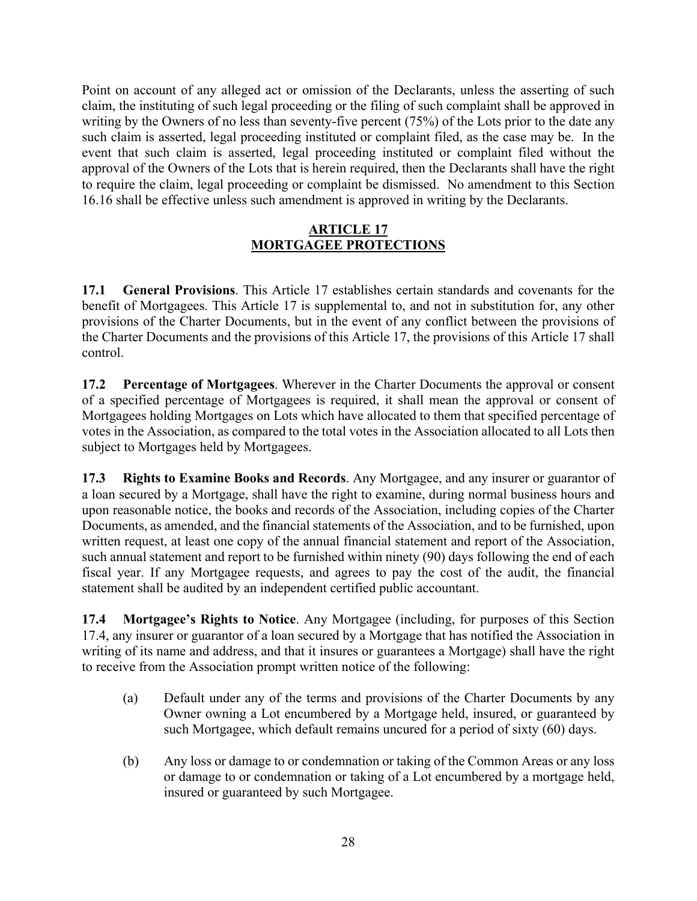Point on account of any alleged act or omission of the Declarants, unless the asserting of such claim, the instituting of such legal proceeding or the filing of such complaint shall be approved in writing by the Owners of no less than seventy-five percent (75%) of the Lots prior to the date any such claim is asserted, legal proceeding instituted or complaint filed, as the case may be. In the event that such claim is asserted, legal proceeding instituted or complaint filed without the approval of the Owners of the Lots that is herein required, then the Declarants shall have the right to require the claim, legal proceeding or complaint be dismissed. No amendment to this Section 16.16 shall be effective unless such amendment is approved in writing by the Declarants.

## ARTICLE 17
## MORTGAGEE PROTECTIONS

**17.1 General Provisions**. This Article 17 establishes certain standards and covenants for the benefit of Mortgagees. This Article 17 is supplemental to, and not in substitution for, any other provisions of the Charter Documents, but in the event of any conflict between the provisions of the Charter Documents and the provisions of this Article 17, the provisions of this Article 17 shall control.

**17.2 Percentage of Mortgagees**. Wherever in the Charter Documents the approval or consent of a specified percentage of Mortgagees is required, it shall mean the approval or consent of Mortgagees holding Mortgages on Lots which have allocated to them that specified percentage of votes in the Association, as compared to the total votes in the Association allocated to all Lots then subject to Mortgages held by Mortgagees.

**17.3 Rights to Examine Books and Records**. Any Mortgagee, and any insurer or guarantor of a loan secured by a Mortgage, shall have the right to examine, during normal business hours and upon reasonable notice, the books and records of the Association, including copies of the Charter Documents, as amended, and the financial statements of the Association, and to be furnished, upon written request, at least one copy of the annual financial statement and report of the Association, such annual statement and report to be furnished within ninety (90) days following the end of each fiscal year. If any Mortgagee requests, and agrees to pay the cost of the audit, the financial statement shall be audited by an independent certified public accountant.

**17.4 Mortgagee's Rights to Notice**. Any Mortgagee (including, for purposes of this Section 17.4, any insurer or guarantor of a loan secured by a Mortgage that has notified the Association in writing of its name and address, and that it insures or guarantees a Mortgage) shall have the right to receive from the Association prompt written notice of the following:

(a) Default under any of the terms and provisions of the Charter Documents by any Owner owning a Lot encumbered by a Mortgage held, insured, or guaranteed by such Mortgagee, which default remains uncured for a period of sixty (60) days.

(b) Any loss or damage to or condemnation or taking of the Common Areas or any loss or damage to or condemnation or taking of a Lot encumbered by a mortgage held, insured or guaranteed by such Mortgagee.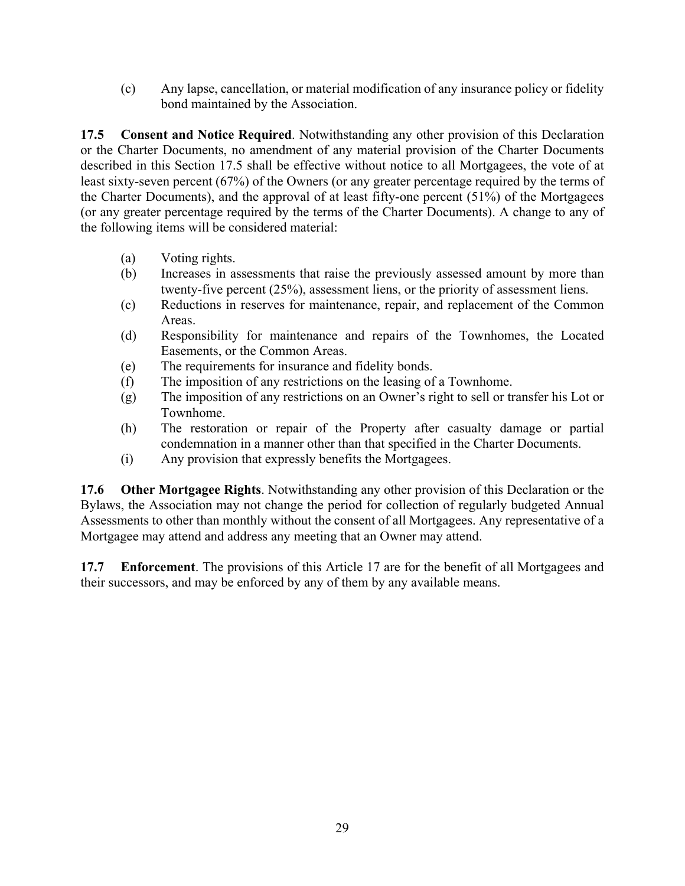(c) Any lapse, cancellation, or material modification of any insurance policy or fidelity bond maintained by the Association.

**17.5 Consent and Notice Required**. Notwithstanding any other provision of this Declaration or the Charter Documents, no amendment of any material provision of the Charter Documents described in this Section 17.5 shall be effective without notice to all Mortgagees, the vote of at least sixty-seven percent (67%) of the Owners (or any greater percentage required by the terms of the Charter Documents), and the approval of at least fifty-one percent (51%) of the Mortgagees (or any greater percentage required by the terms of the Charter Documents). A change to any of the following items will be considered material:

(a) Voting rights.

(b) Increases in assessments that raise the previously assessed amount by more than twenty-five percent (25%), assessment liens, or the priority of assessment liens.

(c) Reductions in reserves for maintenance, repair, and replacement of the Common Areas.

(d) Responsibility for maintenance and repairs of the Townhomes, the Located Easements, or the Common Areas.

(e) The requirements for insurance and fidelity bonds.

(f) The imposition of any restrictions on the leasing of a Townhome.

(g) The imposition of any restrictions on an Owner's right to sell or transfer his Lot or Townhome.

(h) The restoration or repair of the Property after casualty damage or partial condemnation in a manner other than that specified in the Charter Documents.

(i) Any provision that expressly benefits the Mortgagees.

**17.6 Other Mortgagee Rights**. Notwithstanding any other provision of this Declaration or the Bylaws, the Association may not change the period for collection of regularly budgeted Annual Assessments to other than monthly without the consent of all Mortgagees. Any representative of a Mortgagee may attend and address any meeting that an Owner may attend.

**17.7 Enforcement**. The provisions of this Article 17 are for the benefit of all Mortgagees and their successors, and may be enforced by any of them by any available means.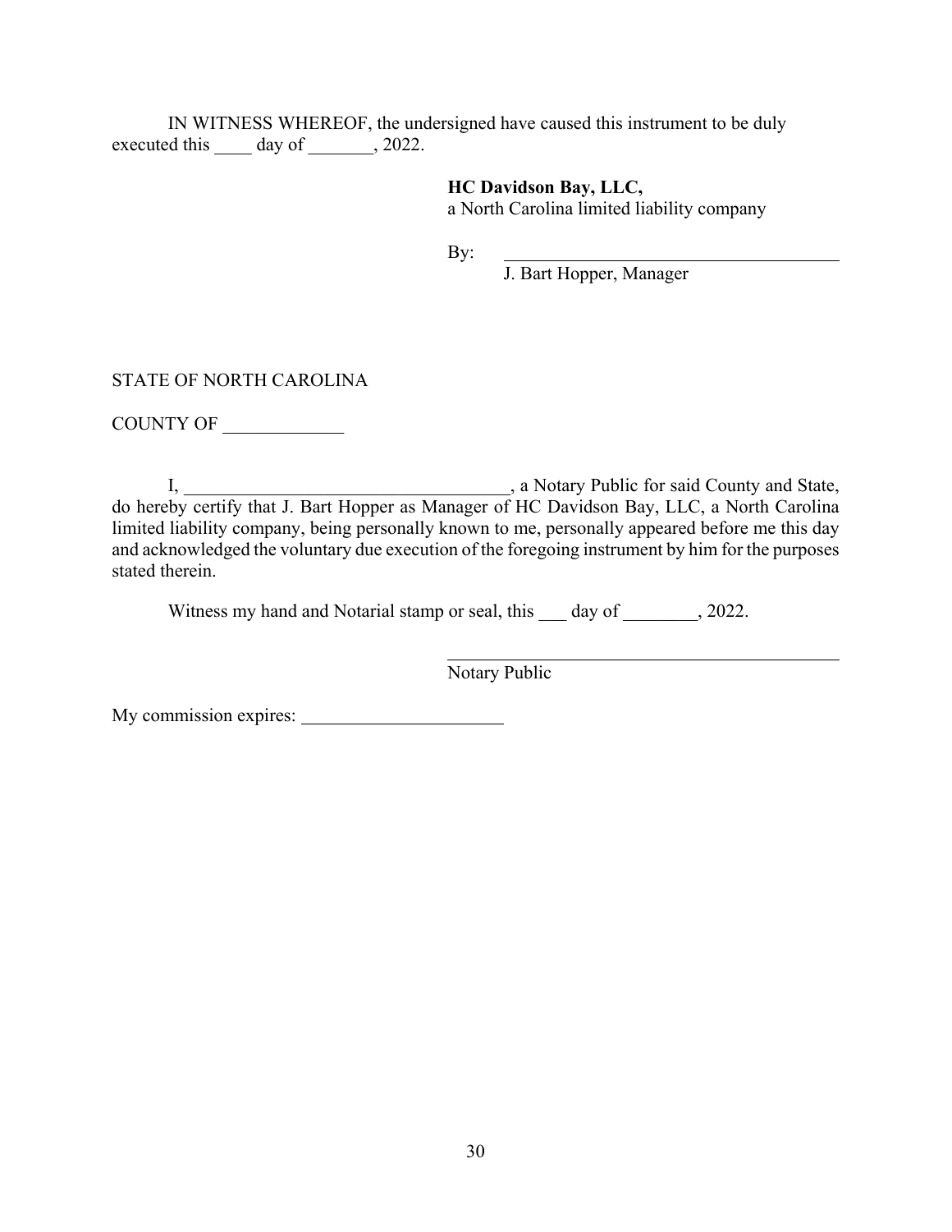IN WITNESS WHEREOF, the undersigned have caused this instrument to be duly executed this ____ day of _______, 2022.

**HC Davidson Bay, LLC,**
a North Carolina limited liability company

By: ____________________________________
J. Bart Hopper, Manager

STATE OF NORTH CAROLINA

COUNTY OF _____________

I, ___________________________________, a Notary Public for said County and State, do hereby certify that J. Bart Hopper as Manager of HC Davidson Bay, LLC, a North Carolina limited liability company, being personally known to me, personally appeared before me this day and acknowledged the voluntary due execution of the foregoing instrument by him for the purposes stated therein.

Witness my hand and Notarial stamp or seal, this ___ day of ________, 2022.

____________________________________________
Notary Public

My commission expires: ______________________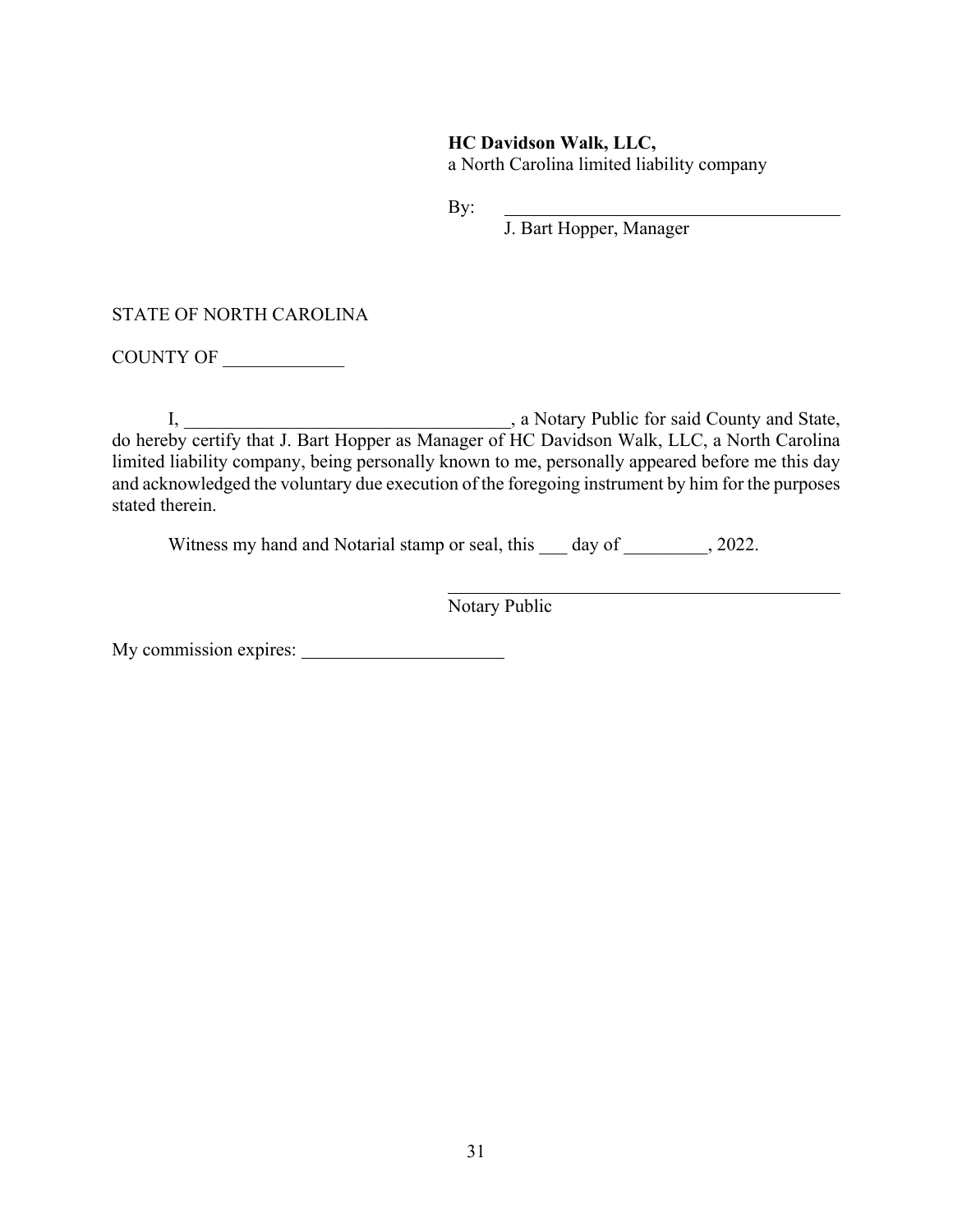**HC Davidson Walk, LLC,**
a North Carolina limited liability company

By: ____________________________________
J. Bart Hopper, Manager

STATE OF NORTH CAROLINA

COUNTY OF _____________

I, ___________________________________, a Notary Public for said County and State, do hereby certify that J. Bart Hopper as Manager of HC Davidson Walk, LLC, a North Carolina limited liability company, being personally known to me, personally appeared before me this day and acknowledged the voluntary due execution of the foregoing instrument by him for the purposes stated therein.

Witness my hand and Notarial stamp or seal, this ___ day of _________, 2022.

_____________________________________________
Notary Public

My commission expires: ______________________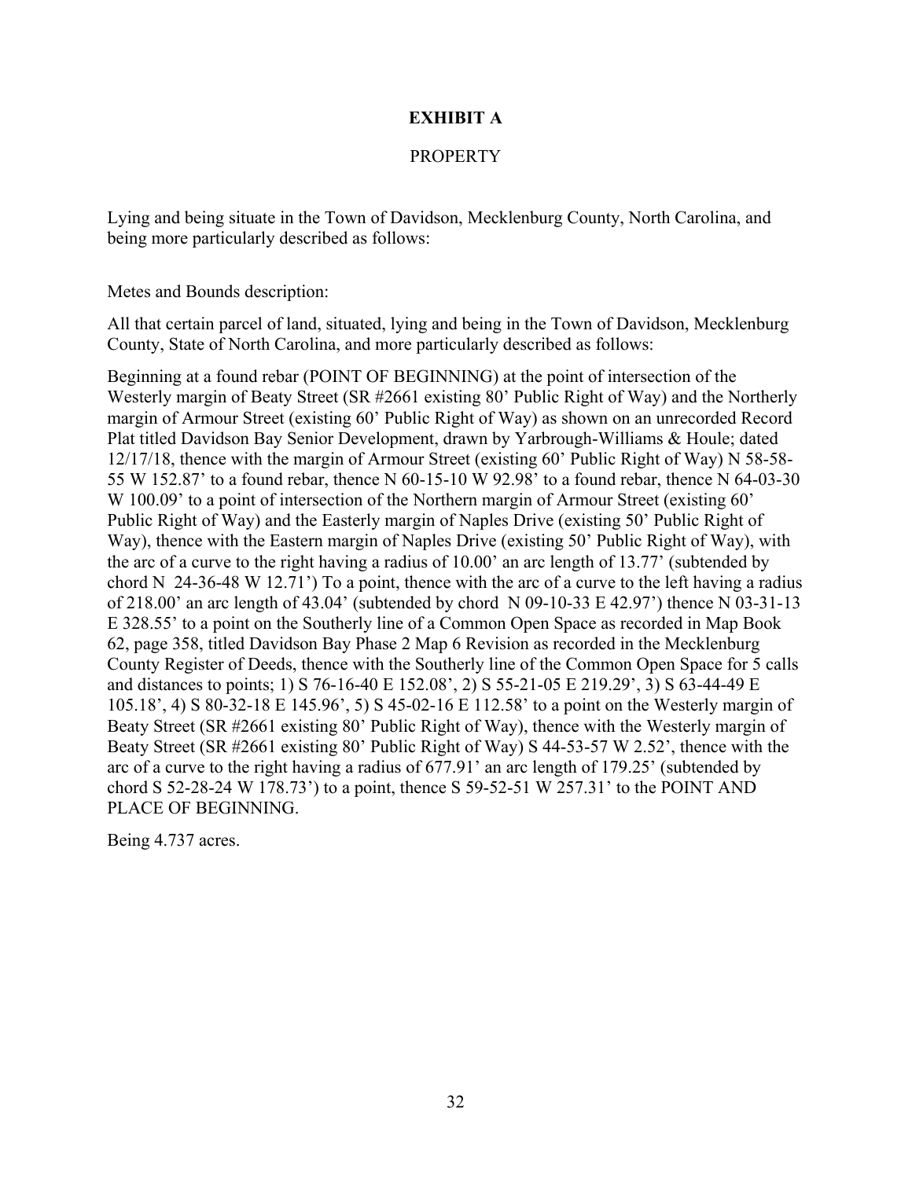# EXHIBIT A

PROPERTY

Lying and being situate in the Town of Davidson, Mecklenburg County, North Carolina, and being more particularly described as follows:

Metes and Bounds description:

All that certain parcel of land, situated, lying and being in the Town of Davidson, Mecklenburg County, State of North Carolina, and more particularly described as follows:

Beginning at a found rebar (POINT OF BEGINNING) at the point of intersection of the Westerly margin of Beaty Street (SR #2661 existing 80' Public Right of Way) and the Northerly margin of Armour Street (existing 60' Public Right of Way) as shown on an unrecorded Record Plat titled Davidson Bay Senior Development, drawn by Yarbrough-Williams & Houle; dated 12/17/18, thence with the margin of Armour Street (existing 60' Public Right of Way) N 58-58-55 W 152.87' to a found rebar, thence N 60-15-10 W 92.98' to a found rebar, thence N 64-03-30 W 100.09' to a point of intersection of the Northern margin of Armour Street (existing 60' Public Right of Way) and the Easterly margin of Naples Drive (existing 50' Public Right of Way), thence with the Eastern margin of Naples Drive (existing 50' Public Right of Way), with the arc of a curve to the right having a radius of 10.00' an arc length of 13.77' (subtended by chord N 24-36-48 W 12.71') To a point, thence with the arc of a curve to the left having a radius of 218.00' an arc length of 43.04' (subtended by chord N 09-10-33 E 42.97') thence N 03-31-13 E 328.55' to a point on the Southerly line of a Common Open Space as recorded in Map Book 62, page 358, titled Davidson Bay Phase 2 Map 6 Revision as recorded in the Mecklenburg County Register of Deeds, thence with the Southerly line of the Common Open Space for 5 calls and distances to points; 1) S 76-16-40 E 152.08', 2) S 55-21-05 E 219.29', 3) S 63-44-49 E 105.18', 4) S 80-32-18 E 145.96', 5) S 45-02-16 E 112.58' to a point on the Westerly margin of Beaty Street (SR #2661 existing 80' Public Right of Way), thence with the Westerly margin of Beaty Street (SR #2661 existing 80' Public Right of Way) S 44-53-57 W 2.52', thence with the arc of a curve to the right having a radius of 677.91' an arc length of 179.25' (subtended by chord S 52-28-24 W 178.73') to a point, thence S 59-52-51 W 257.31' to the POINT AND PLACE OF BEGINNING.

Being 4.737 acres.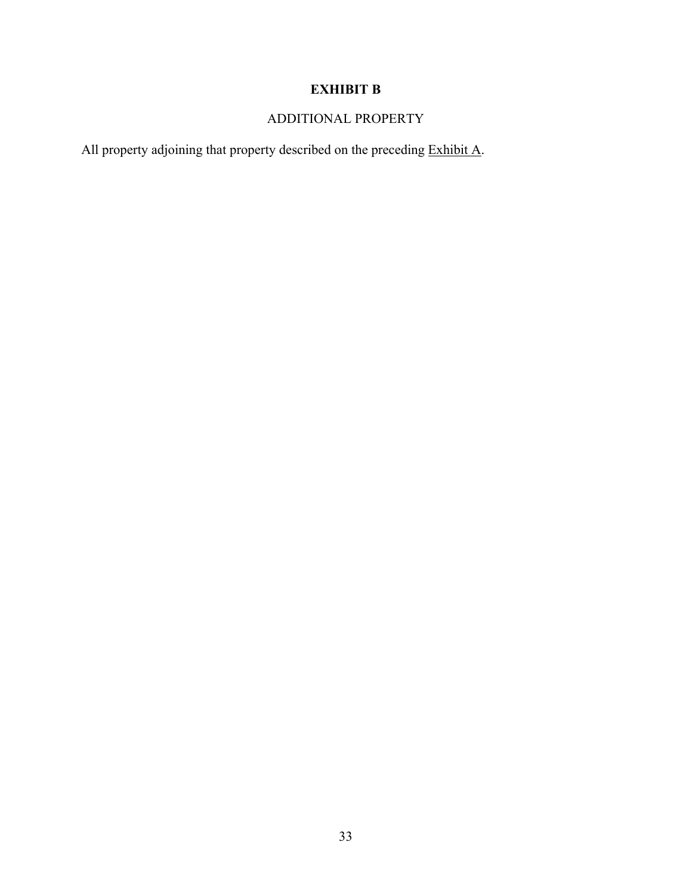# EXHIBIT B

ADDITIONAL PROPERTY

All property adjoining that property described on the preceding Exhibit A.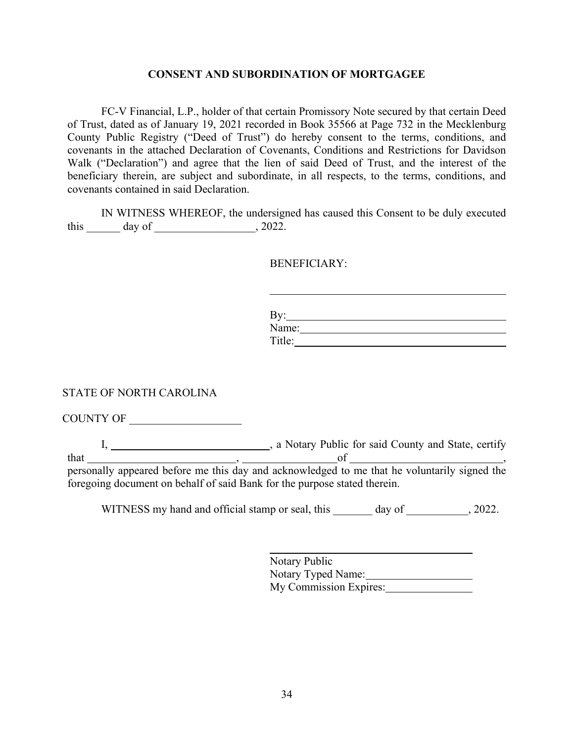**CONSENT AND SUBORDINATION OF MORTGAGEE**

FC-V Financial, L.P., holder of that certain Promissory Note secured by that certain Deed of Trust, dated as of January 19, 2021 recorded in Book 35566 at Page 732 in the Mecklenburg County Public Registry ("Deed of Trust") do hereby consent to the terms, conditions, and covenants in the attached Declaration of Covenants, Conditions and Restrictions for Davidson Walk ("Declaration") and agree that the lien of said Deed of Trust, and the interest of the beneficiary therein, are subject and subordinate, in all respects, to the terms, conditions, and covenants contained in said Declaration.

IN WITNESS WHEREOF, the undersigned has caused this Consent to be duly executed this ______ day of __________________, 2022.

BENEFICIARY:

_______________________________________

By:_____________________________________
Name:___________________________________
Title:____________________________________

STATE OF NORTH CAROLINA

COUNTY OF ____________________

I, ______________________________, a Notary Public for said County and State, certify that __________________________, _________________of ___________________________, personally appeared before me this day and acknowledged to me that he voluntarily signed the foregoing document on behalf of said Bank for the purpose stated therein.

WITNESS my hand and official stamp or seal, this _______ day of ___________, 2022.

_________________________________
Notary Public
Notary Typed Name:___________________
My Commission Expires:_______________